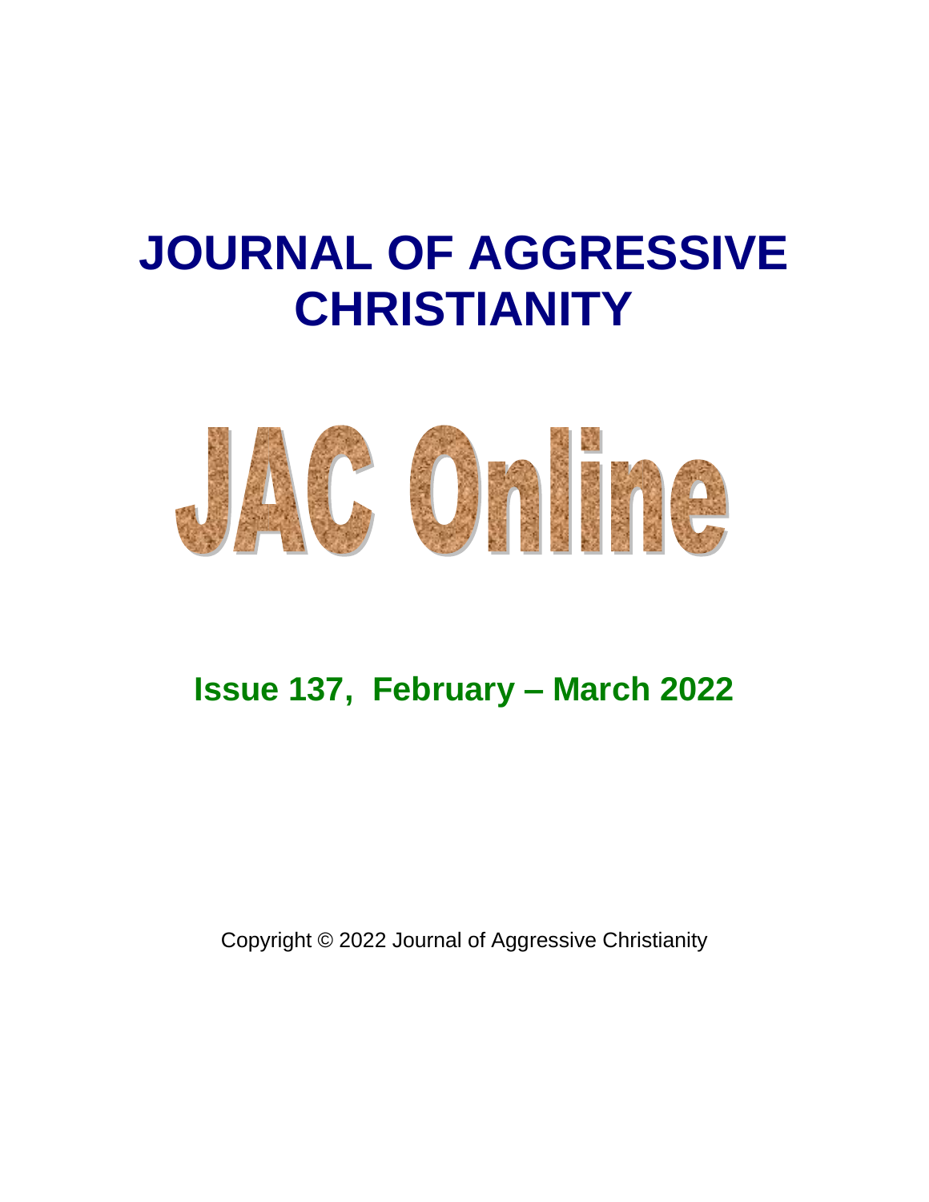# JOURNAL OF AGGRESSIVE CHRISTIANITY

# JAC Online

## Issue 137, February – March 2022

Copyright © 2022 Journal of Aggressive Christianity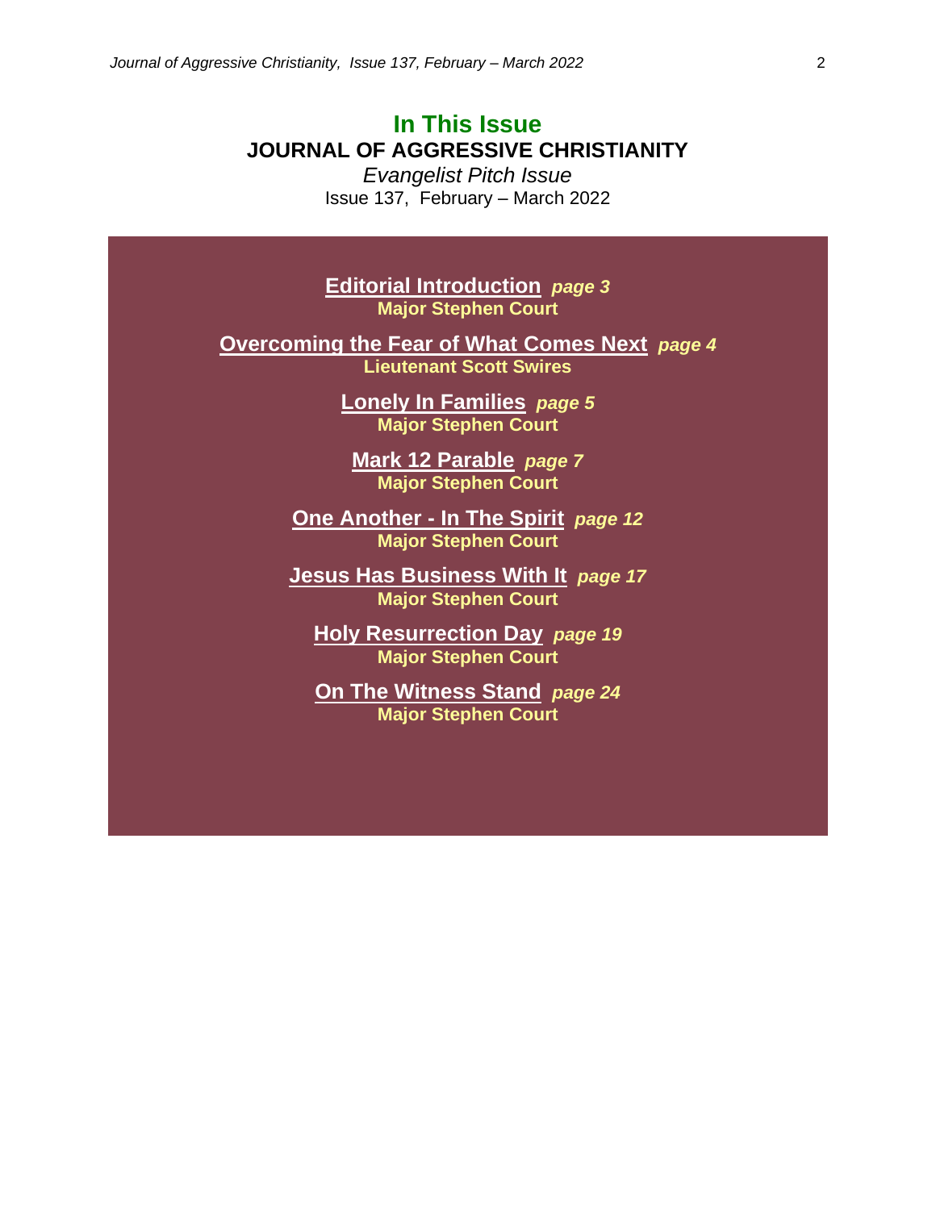# In This Issue

## JOURNAL OF AGGRESSIVE CHRISTIANITY

*Evangelist Pitch Issue*

Issue 137, February – March 2022

**Editorial Introduction** *page 3*
**Major Stephen Court**

**Overcoming the Fear of What Comes Next** *page 4*
**Lieutenant Scott Swires**

**Lonely In Families** *page 5*
**Major Stephen Court**

**Mark 12 Parable** *page 7*
**Major Stephen Court**

**One Another - In The Spirit** *page 12*
**Major Stephen Court**

**Jesus Has Business With It** *page 17*
**Major Stephen Court**

**Holy Resurrection Day** *page 19*
**Major Stephen Court**

**On The Witness Stand** *page 24*
**Major Stephen Court**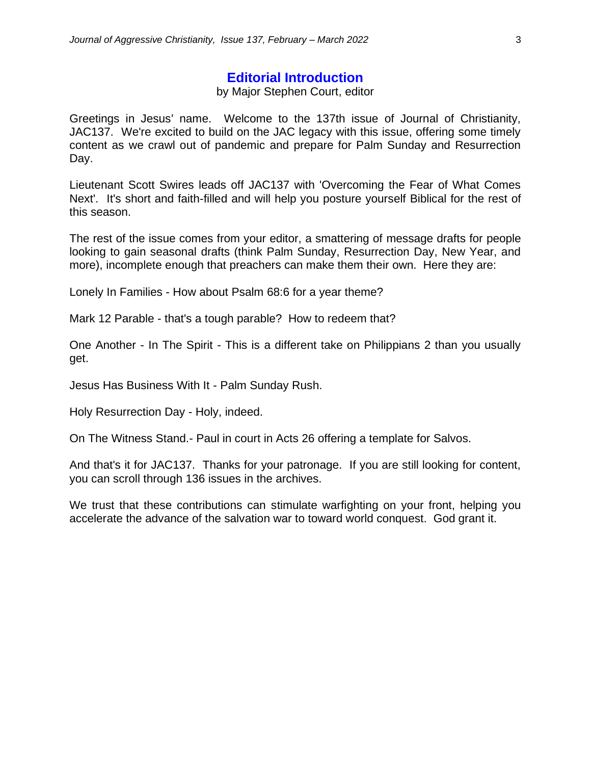## Editorial Introduction

by Major Stephen Court, editor

Greetings in Jesus' name. Welcome to the 137th issue of Journal of Christianity, JAC137. We're excited to build on the JAC legacy with this issue, offering some timely content as we crawl out of pandemic and prepare for Palm Sunday and Resurrection Day.

Lieutenant Scott Swires leads off JAC137 with 'Overcoming the Fear of What Comes Next'. It's short and faith-filled and will help you posture yourself Biblical for the rest of this season.

The rest of the issue comes from your editor, a smattering of message drafts for people looking to gain seasonal drafts (think Palm Sunday, Resurrection Day, New Year, and more), incomplete enough that preachers can make them their own. Here they are:

Lonely In Families - How about Psalm 68:6 for a year theme?

Mark 12 Parable - that's a tough parable? How to redeem that?

One Another - In The Spirit - This is a different take on Philippians 2 than you usually get.

Jesus Has Business With It - Palm Sunday Rush.

Holy Resurrection Day - Holy, indeed.

On The Witness Stand.- Paul in court in Acts 26 offering a template for Salvos.

And that's it for JAC137. Thanks for your patronage. If you are still looking for content, you can scroll through 136 issues in the archives.

We trust that these contributions can stimulate warfighting on your front, helping you accelerate the advance of the salvation war to toward world conquest. God grant it.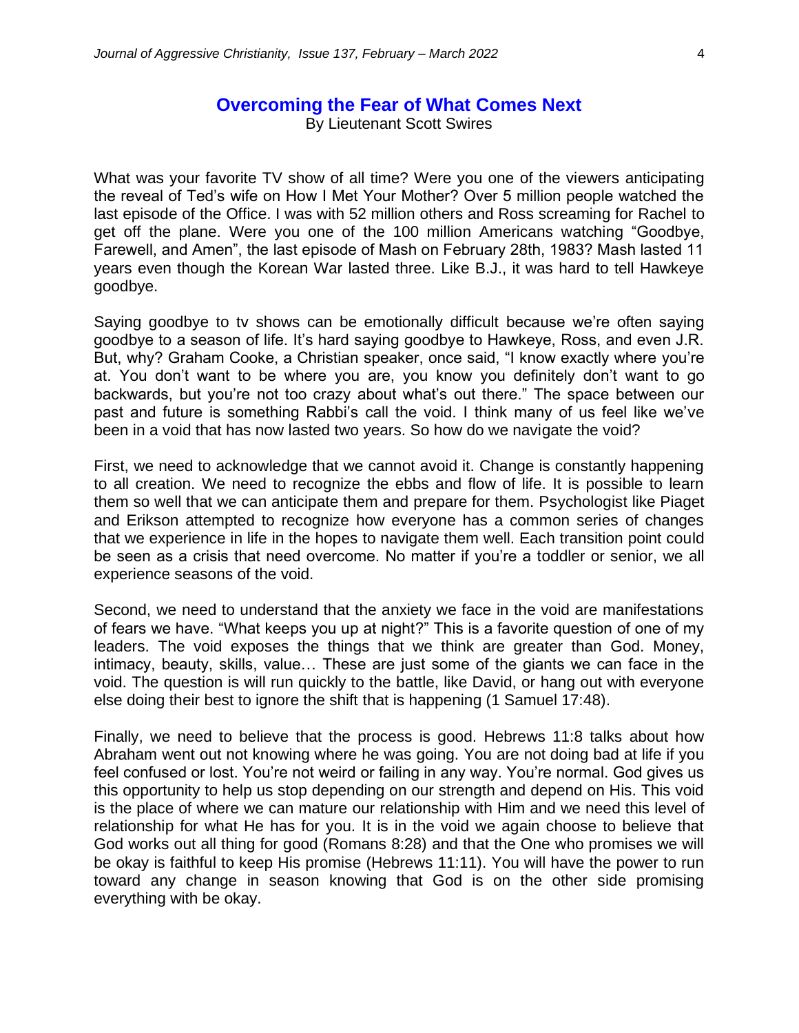## Overcoming the Fear of What Comes Next

By Lieutenant Scott Swires

What was your favorite TV show of all time? Were you one of the viewers anticipating the reveal of Ted's wife on How I Met Your Mother? Over 5 million people watched the last episode of the Office. I was with 52 million others and Ross screaming for Rachel to get off the plane. Were you one of the 100 million Americans watching "Goodbye, Farewell, and Amen", the last episode of Mash on February 28th, 1983? Mash lasted 11 years even though the Korean War lasted three. Like B.J., it was hard to tell Hawkeye goodbye.

Saying goodbye to tv shows can be emotionally difficult because we're often saying goodbye to a season of life. It's hard saying goodbye to Hawkeye, Ross, and even J.R. But, why? Graham Cooke, a Christian speaker, once said, "I know exactly where you're at. You don't want to be where you are, you know you definitely don't want to go backwards, but you're not too crazy about what's out there." The space between our past and future is something Rabbi's call the void. I think many of us feel like we've been in a void that has now lasted two years. So how do we navigate the void?

First, we need to acknowledge that we cannot avoid it. Change is constantly happening to all creation. We need to recognize the ebbs and flow of life. It is possible to learn them so well that we can anticipate them and prepare for them. Psychologist like Piaget and Erikson attempted to recognize how everyone has a common series of changes that we experience in life in the hopes to navigate them well. Each transition point could be seen as a crisis that need overcome. No matter if you're a toddler or senior, we all experience seasons of the void.

Second, we need to understand that the anxiety we face in the void are manifestations of fears we have. "What keeps you up at night?" This is a favorite question of one of my leaders. The void exposes the things that we think are greater than God. Money, intimacy, beauty, skills, value… These are just some of the giants we can face in the void. The question is will run quickly to the battle, like David, or hang out with everyone else doing their best to ignore the shift that is happening (1 Samuel 17:48).

Finally, we need to believe that the process is good. Hebrews 11:8 talks about how Abraham went out not knowing where he was going. You are not doing bad at life if you feel confused or lost. You're not weird or failing in any way. You're normal. God gives us this opportunity to help us stop depending on our strength and depend on His. This void is the place of where we can mature our relationship with Him and we need this level of relationship for what He has for you. It is in the void we again choose to believe that God works out all thing for good (Romans 8:28) and that the One who promises we will be okay is faithful to keep His promise (Hebrews 11:11). You will have the power to run toward any change in season knowing that God is on the other side promising everything with be okay.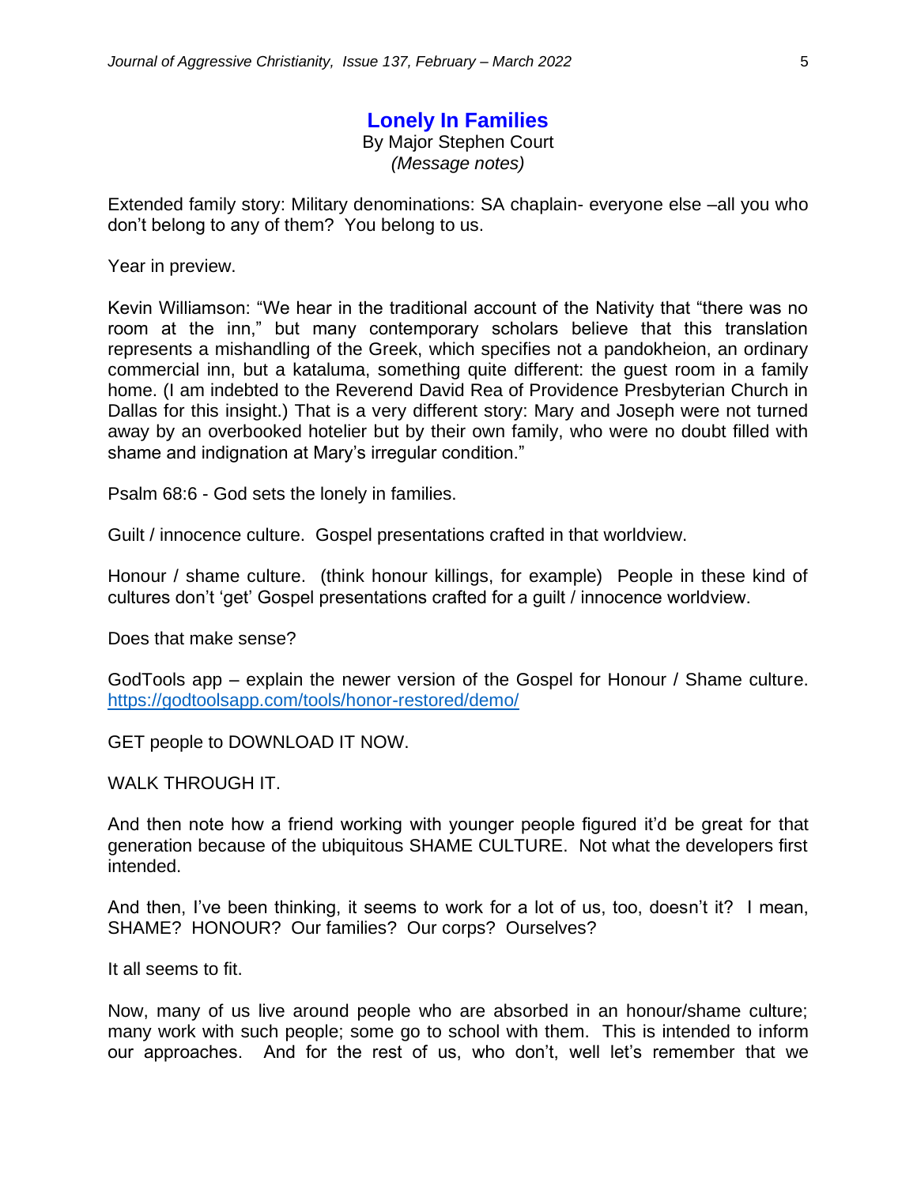## Lonely In Families

By Major Stephen Court
*(Message notes)*

Extended family story: Military denominations: SA chaplain- everyone else –all you who don't belong to any of them? You belong to us.

Year in preview.

Kevin Williamson: "We hear in the traditional account of the Nativity that "there was no room at the inn," but many contemporary scholars believe that this translation represents a mishandling of the Greek, which specifies not a pandokheion, an ordinary commercial inn, but a kataluma, something quite different: the guest room in a family home. (I am indebted to the Reverend David Rea of Providence Presbyterian Church in Dallas for this insight.) That is a very different story: Mary and Joseph were not turned away by an overbooked hotelier but by their own family, who were no doubt filled with shame and indignation at Mary's irregular condition."

Psalm 68:6 - God sets the lonely in families.

Guilt / innocence culture. Gospel presentations crafted in that worldview.

Honour / shame culture. (think honour killings, for example) People in these kind of cultures don't 'get' Gospel presentations crafted for a guilt / innocence worldview.

Does that make sense?

GodTools app – explain the newer version of the Gospel for Honour / Shame culture. https://godtoolsapp.com/tools/honor-restored/demo/

GET people to DOWNLOAD IT NOW.

WALK THROUGH IT.

And then note how a friend working with younger people figured it'd be great for that generation because of the ubiquitous SHAME CULTURE. Not what the developers first intended.

And then, I've been thinking, it seems to work for a lot of us, too, doesn't it? I mean, SHAME? HONOUR? Our families? Our corps? Ourselves?

It all seems to fit.

Now, many of us live around people who are absorbed in an honour/shame culture; many work with such people; some go to school with them. This is intended to inform our approaches. And for the rest of us, who don't, well let's remember that we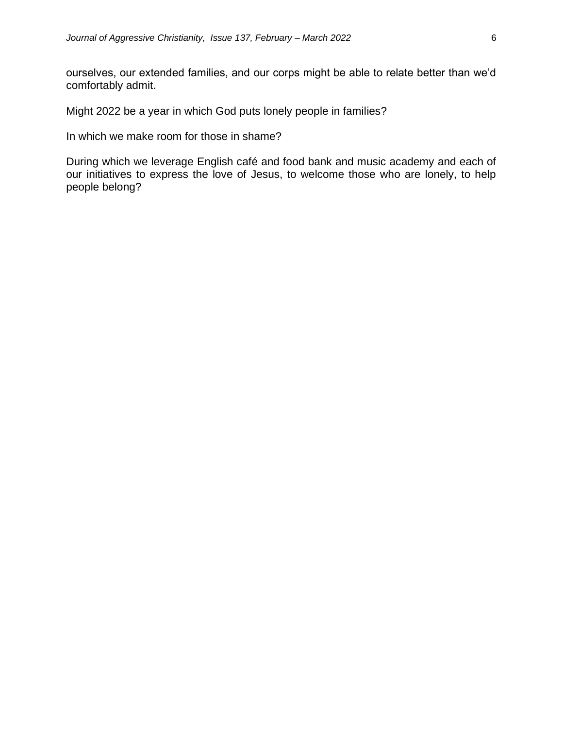ourselves, our extended families, and our corps might be able to relate better than we'd comfortably admit.

Might 2022 be a year in which God puts lonely people in families?

In which we make room for those in shame?

During which we leverage English café and food bank and music academy and each of our initiatives to express the love of Jesus, to welcome those who are lonely, to help people belong?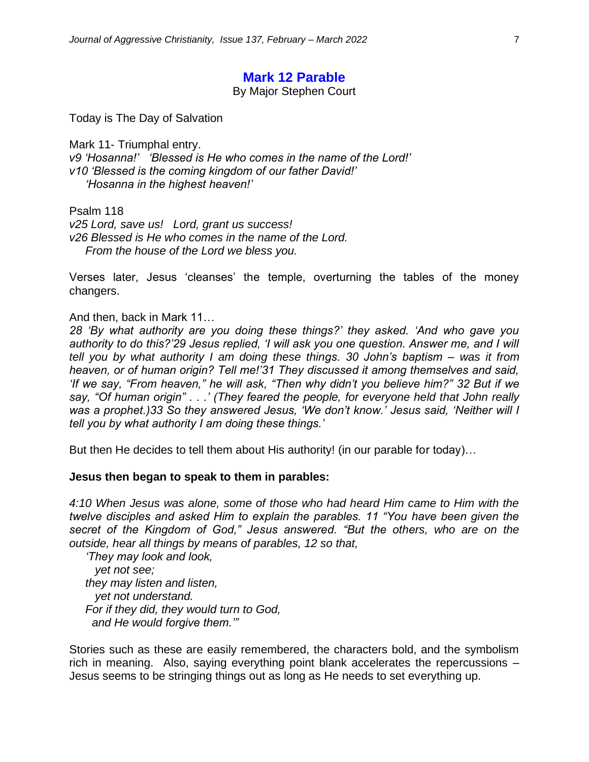# Mark 12 Parable

By Major Stephen Court

Today is The Day of Salvation

Mark 11- Triumphal entry.
*v9 'Hosanna!'   'Blessed is He who comes in the name of the Lord!'*
*v10 'Blessed is the coming kingdom of our father David!'*
*'Hosanna in the highest heaven!'*

Psalm 118
*v25 Lord, save us!   Lord, grant us success!*
*v26 Blessed is He who comes in the name of the Lord.*
*From the house of the Lord we bless you.*

Verses later, Jesus 'cleanses' the temple, overturning the tables of the money changers.

And then, back in Mark 11…
*28 'By what authority are you doing these things?' they asked. 'And who gave you authority to do this?'29 Jesus replied, 'I will ask you one question. Answer me, and I will tell you by what authority I am doing these things. 30 John's baptism – was it from heaven, or of human origin? Tell me!'31 They discussed it among themselves and said, 'If we say, "From heaven," he will ask, "Then why didn't you believe him?" 32 But if we say, "Of human origin" . . .' (They feared the people, for everyone held that John really was a prophet.)33 So they answered Jesus, 'We don't know.' Jesus said, 'Neither will I tell you by what authority I am doing these things.'*

But then He decides to tell them about His authority! (in our parable for today)…

**Jesus then began to speak to them in parables:**

*4:10 When Jesus was alone, some of those who had heard Him came to Him with the twelve disciples and asked Him to explain the parables. 11 "You have been given the secret of the Kingdom of God," Jesus answered. "But the others, who are on the outside, hear all things by means of parables, 12 so that,*
*'They may look and look,*
*yet not see;*
*they may listen and listen,*
*yet not understand.*
*For if they did, they would turn to God,*
*and He would forgive them.'"*

Stories such as these are easily remembered, the characters bold, and the symbolism rich in meaning. Also, saying everything point blank accelerates the repercussions – Jesus seems to be stringing things out as long as He needs to set everything up.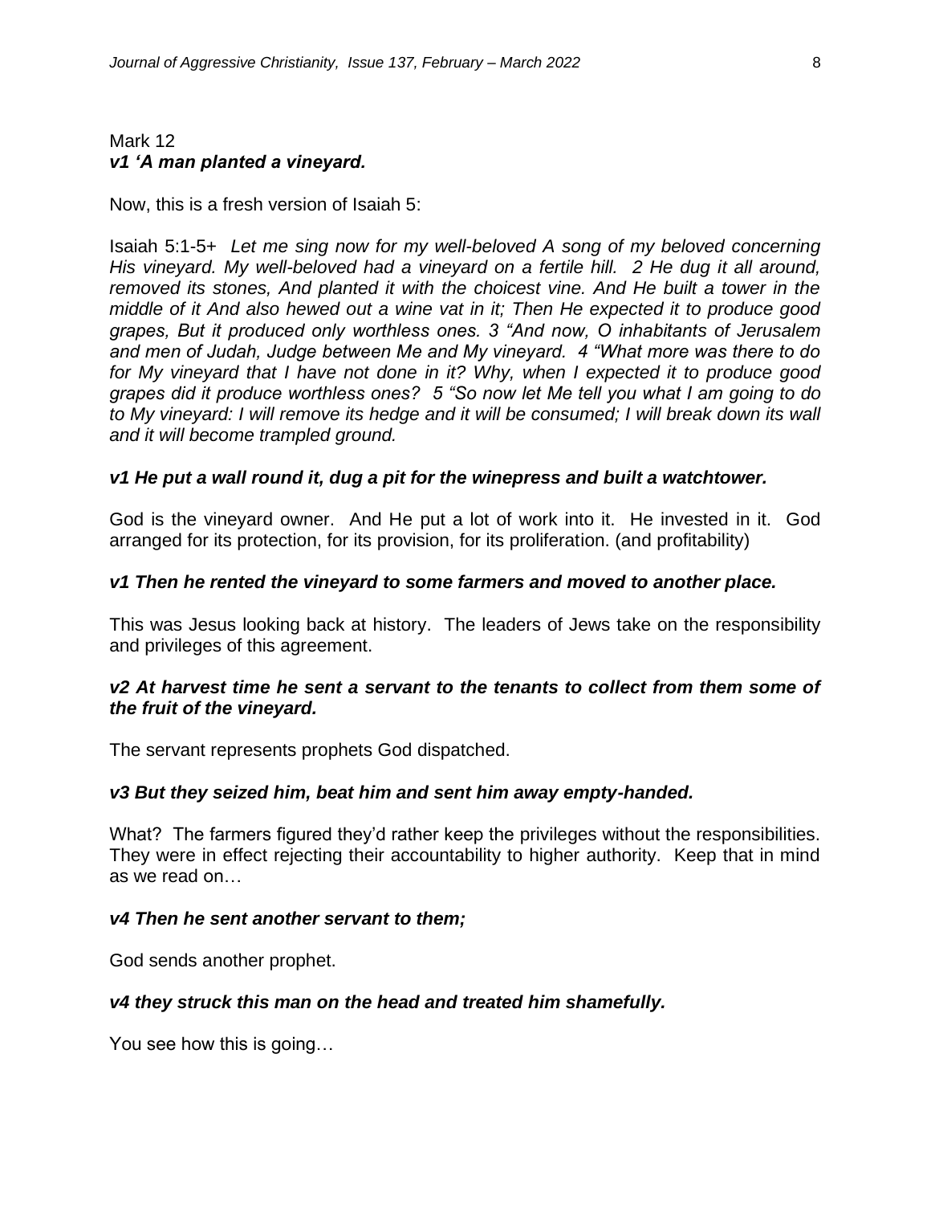Mark 12
***v1 'A man planted a vineyard.***

Now, this is a fresh version of Isaiah 5:

Isaiah 5:1-5+ *Let me sing now for my well-beloved A song of my beloved concerning His vineyard. My well-beloved had a vineyard on a fertile hill. 2 He dug it all around, removed its stones, And planted it with the choicest vine. And He built a tower in the middle of it And also hewed out a wine vat in it; Then He expected it to produce good grapes, But it produced only worthless ones. 3 "And now, O inhabitants of Jerusalem and men of Judah, Judge between Me and My vineyard. 4 "What more was there to do for My vineyard that I have not done in it? Why, when I expected it to produce good grapes did it produce worthless ones? 5 "So now let Me tell you what I am going to do to My vineyard: I will remove its hedge and it will be consumed; I will break down its wall and it will become trampled ground.*

***v1 He put a wall round it, dug a pit for the winepress and built a watchtower.***

God is the vineyard owner. And He put a lot of work into it. He invested in it. God arranged for its protection, for its provision, for its proliferation. (and profitability)

***v1 Then he rented the vineyard to some farmers and moved to another place.***

This was Jesus looking back at history. The leaders of Jews take on the responsibility and privileges of this agreement.

***v2 At harvest time he sent a servant to the tenants to collect from them some of the fruit of the vineyard.***

The servant represents prophets God dispatched.

***v3 But they seized him, beat him and sent him away empty-handed.***

What? The farmers figured they'd rather keep the privileges without the responsibilities. They were in effect rejecting their accountability to higher authority. Keep that in mind as we read on…

***v4 Then he sent another servant to them;***

God sends another prophet.

***v4 they struck this man on the head and treated him shamefully.***

You see how this is going…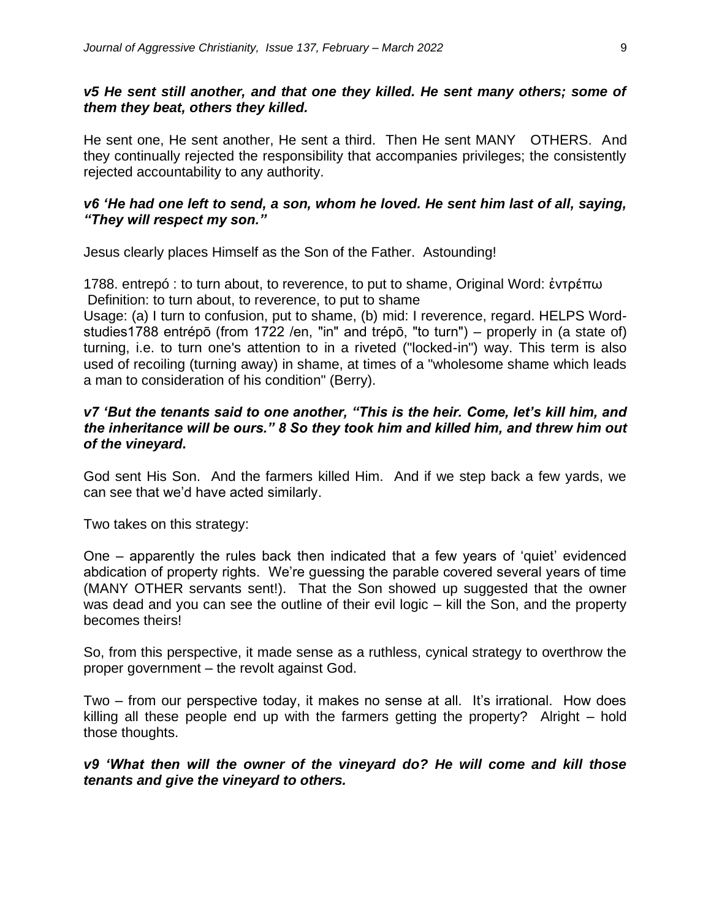***v5 He sent still another, and that one they killed. He sent many others; some of them they beat, others they killed.***

He sent one, He sent another, He sent a third. Then He sent MANY OTHERS. And they continually rejected the responsibility that accompanies privileges; the consistently rejected accountability to any authority.

***v6 'He had one left to send, a son, whom he loved. He sent him last of all, saying, "They will respect my son."***

Jesus clearly places Himself as the Son of the Father. Astounding!

1788. entrepó : to turn about, to reverence, to put to shame, Original Word: ἐντρέπω
Definition: to turn about, to reverence, to put to shame
Usage: (a) I turn to confusion, put to shame, (b) mid: I reverence, regard. HELPS Word-studies1788 entrépō (from 1722 /en, "in" and trépō, "to turn") – properly in (a state of) turning, i.e. to turn one's attention to in a riveted ("locked-in") way. This term is also used of recoiling (turning away) in shame, at times of a "wholesome shame which leads a man to consideration of his condition" (Berry).

***v7 'But the tenants said to one another, "This is the heir. Come, let's kill him, and the inheritance will be ours." 8 So they took him and killed him, and threw him out of the vineyard.***

God sent His Son. And the farmers killed Him. And if we step back a few yards, we can see that we'd have acted similarly.

Two takes on this strategy:

One – apparently the rules back then indicated that a few years of 'quiet' evidenced abdication of property rights. We're guessing the parable covered several years of time (MANY OTHER servants sent!). That the Son showed up suggested that the owner was dead and you can see the outline of their evil logic – kill the Son, and the property becomes theirs!

So, from this perspective, it made sense as a ruthless, cynical strategy to overthrow the proper government – the revolt against God.

Two – from our perspective today, it makes no sense at all. It's irrational. How does killing all these people end up with the farmers getting the property? Alright – hold those thoughts.

***v9 'What then will the owner of the vineyard do? He will come and kill those tenants and give the vineyard to others.***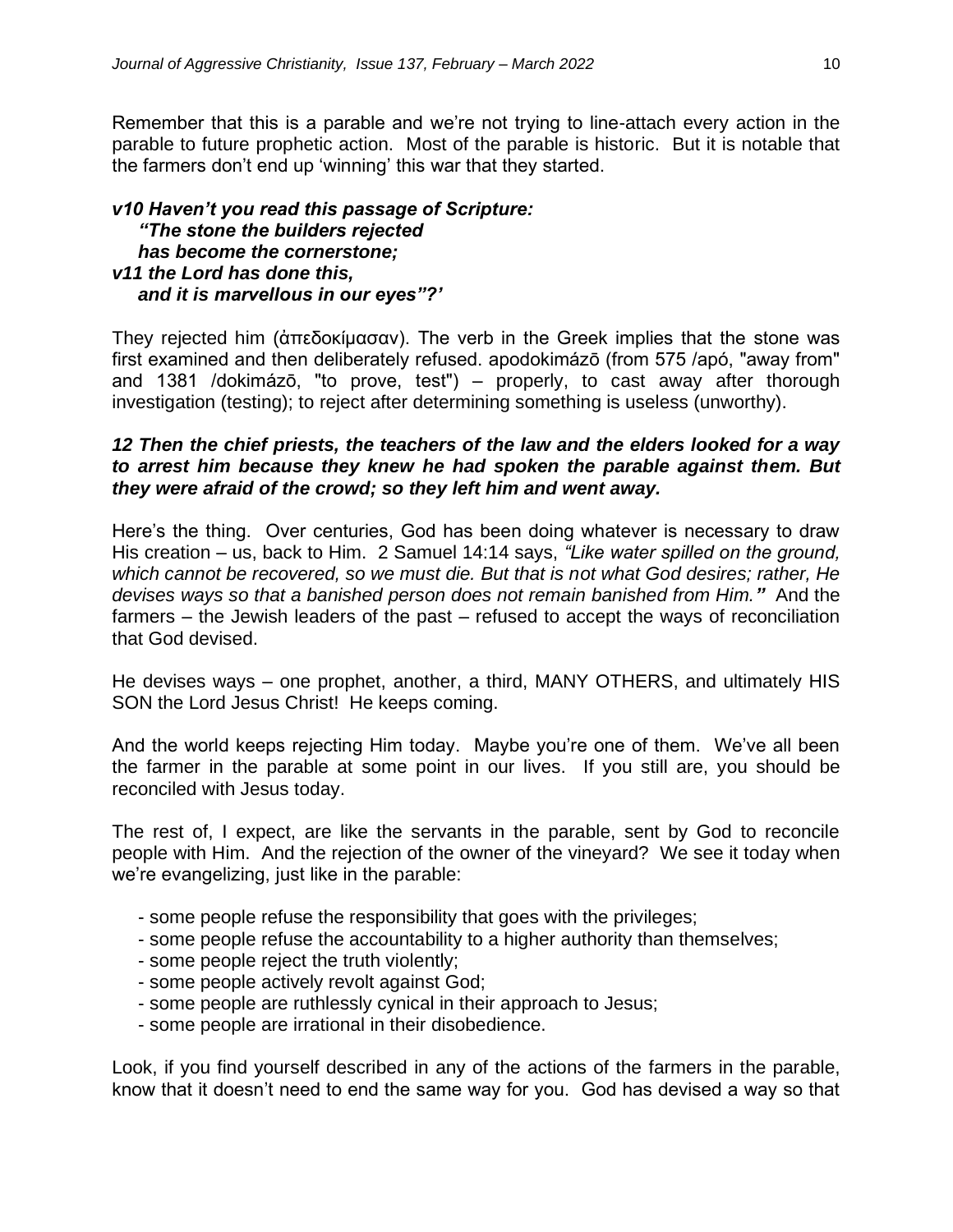Remember that this is a parable and we're not trying to line-attach every action in the parable to future prophetic action. Most of the parable is historic. But it is notable that the farmers don't end up 'winning' this war that they started.

***v10 Haven't you read this passage of Scripture:***
***"The stone the builders rejected***
***has become the cornerstone;***
***v11 the Lord has done this,***
***and it is marvellous in our eyes"?'***

They rejected him (ἀπεδοκίμασαν). The verb in the Greek implies that the stone was first examined and then deliberately refused. apodokimázō (from 575 /apó, "away from" and 1381 /dokimázō, "to prove, test") – properly, to cast away after thorough investigation (testing); to reject after determining something is useless (unworthy).

***12 Then the chief priests, the teachers of the law and the elders looked for a way to arrest him because they knew he had spoken the parable against them. But they were afraid of the crowd; so they left him and went away.***

Here's the thing. Over centuries, God has been doing whatever is necessary to draw His creation – us, back to Him. 2 Samuel 14:14 says, *"Like water spilled on the ground, which cannot be recovered, so we must die. But that is not what God desires; rather, He devises ways so that a banished person does not remain banished from Him."* And the farmers – the Jewish leaders of the past – refused to accept the ways of reconciliation that God devised.

He devises ways – one prophet, another, a third, MANY OTHERS, and ultimately HIS SON the Lord Jesus Christ! He keeps coming.

And the world keeps rejecting Him today. Maybe you're one of them. We've all been the farmer in the parable at some point in our lives. If you still are, you should be reconciled with Jesus today.

The rest of, I expect, are like the servants in the parable, sent by God to reconcile people with Him. And the rejection of the owner of the vineyard? We see it today when we're evangelizing, just like in the parable:

- some people refuse the responsibility that goes with the privileges;
- some people refuse the accountability to a higher authority than themselves;
- some people reject the truth violently;
- some people actively revolt against God;
- some people are ruthlessly cynical in their approach to Jesus;
- some people are irrational in their disobedience.

Look, if you find yourself described in any of the actions of the farmers in the parable, know that it doesn't need to end the same way for you. God has devised a way so that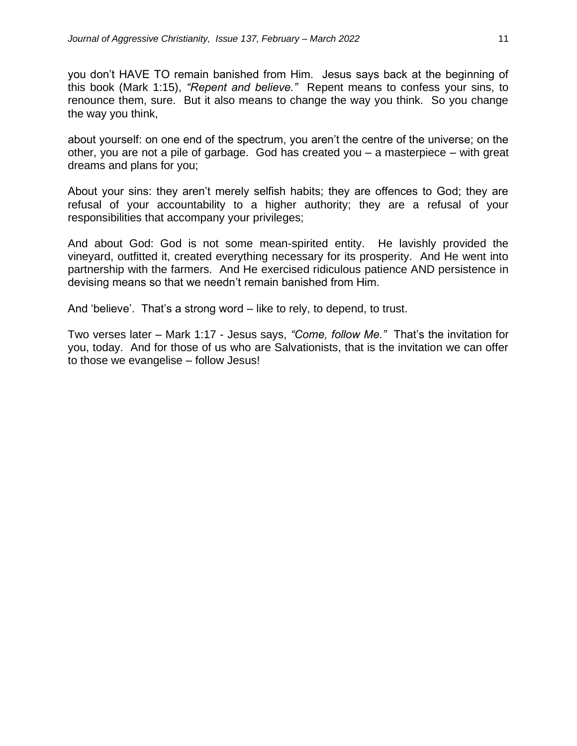you don't HAVE TO remain banished from Him. Jesus says back at the beginning of this book (Mark 1:15), *"Repent and believe."* Repent means to confess your sins, to renounce them, sure. But it also means to change the way you think. So you change the way you think,

about yourself: on one end of the spectrum, you aren't the centre of the universe; on the other, you are not a pile of garbage. God has created you – a masterpiece – with great dreams and plans for you;

About your sins: they aren't merely selfish habits; they are offences to God; they are refusal of your accountability to a higher authority; they are a refusal of your responsibilities that accompany your privileges;

And about God: God is not some mean-spirited entity. He lavishly provided the vineyard, outfitted it, created everything necessary for its prosperity. And He went into partnership with the farmers. And He exercised ridiculous patience AND persistence in devising means so that we needn't remain banished from Him.

And 'believe'. That's a strong word – like to rely, to depend, to trust.

Two verses later – Mark 1:17 - Jesus says, *"Come, follow Me."* That's the invitation for you, today. And for those of us who are Salvationists, that is the invitation we can offer to those we evangelise – follow Jesus!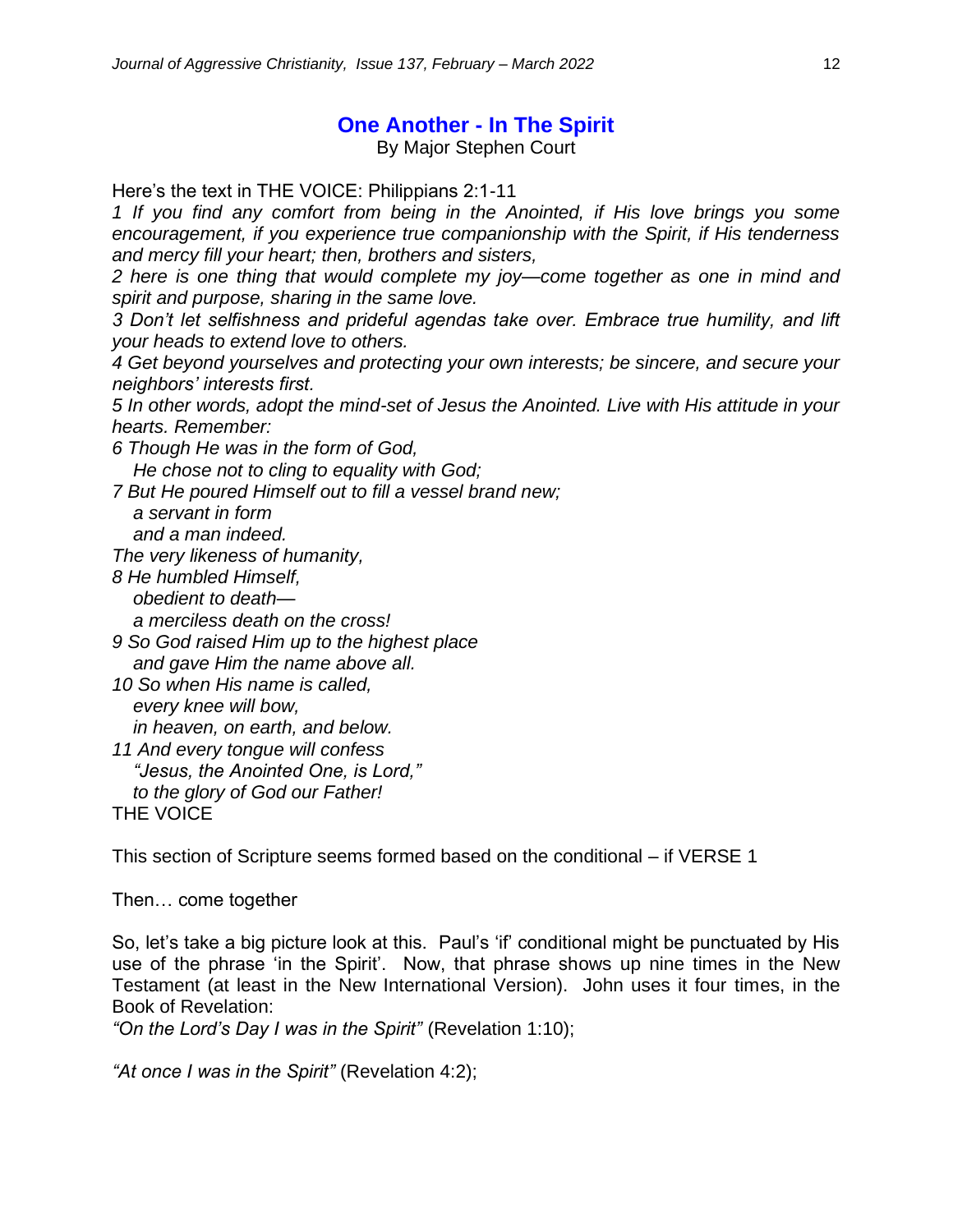## One Another - In The Spirit

By Major Stephen Court

Here's the text in THE VOICE: Philippians 2:1-11

*1 If you find any comfort from being in the Anointed, if His love brings you some encouragement, if you experience true companionship with the Spirit, if His tenderness and mercy fill your heart; then, brothers and sisters,*

*2 here is one thing that would complete my joy—come together as one in mind and spirit and purpose, sharing in the same love.*

*3 Don't let selfishness and prideful agendas take over. Embrace true humility, and lift your heads to extend love to others.*

*4 Get beyond yourselves and protecting your own interests; be sincere, and secure your neighbors' interests first.*

*5 In other words, adopt the mind-set of Jesus the Anointed. Live with His attitude in your hearts. Remember:*

*6 Though He was in the form of God,*
*He chose not to cling to equality with God;*

*7 But He poured Himself out to fill a vessel brand new;*
*a servant in form*
*and a man indeed.*
*The very likeness of humanity,*

*8 He humbled Himself,*
*obedient to death—*
*a merciless death on the cross!*

*9 So God raised Him up to the highest place*
*and gave Him the name above all.*

*10 So when His name is called,*
*every knee will bow,*
*in heaven, on earth, and below.*

*11 And every tongue will confess*
*"Jesus, the Anointed One, is Lord,"*
*to the glory of God our Father!*

THE VOICE

This section of Scripture seems formed based on the conditional – if VERSE 1

Then… come together

So, let's take a big picture look at this. Paul's 'if' conditional might be punctuated by His use of the phrase 'in the Spirit'. Now, that phrase shows up nine times in the New Testament (at least in the New International Version). John uses it four times, in the Book of Revelation:

*"On the Lord's Day I was in the Spirit"* (Revelation 1:10);

*"At once I was in the Spirit"* (Revelation 4:2);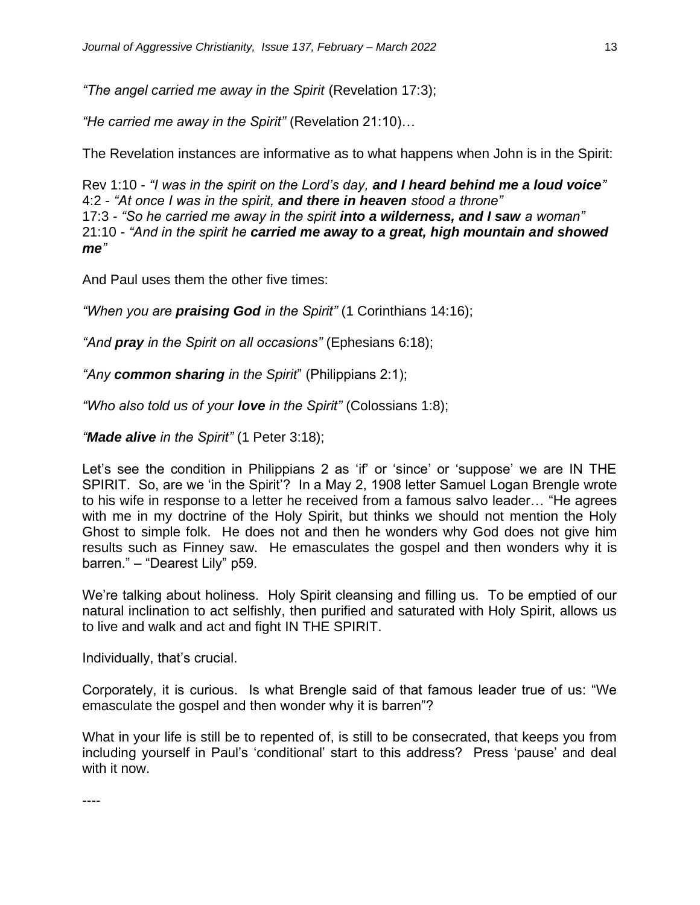*"The angel carried me away in the Spirit* (Revelation 17:3);

*"He carried me away in the Spirit"* (Revelation 21:10)…

The Revelation instances are informative as to what happens when John is in the Spirit:

Rev 1:10 - *"I was in the spirit on the Lord's day, **and I heard behind me a loud voice**"*
4:2 - *"At once I was in the spirit, **and there in heaven** stood a throne"*
17:3 - *"So he carried me away in the spirit **into a wilderness, and I saw** a woman"*
21:10 - *"And in the spirit he **carried me away to a great, high mountain and showed me**"*

And Paul uses them the other five times:

*"When you are **praising God** in the Spirit"* (1 Corinthians 14:16);

*"And **pray** in the Spirit on all occasions"* (Ephesians 6:18);

*"Any **common sharing** in the Spirit*" (Philippians 2:1);

*"Who also told us of your **love** in the Spirit"* (Colossians 1:8);

*"**Made alive** in the Spirit"* (1 Peter 3:18);

Let's see the condition in Philippians 2 as 'if' or 'since' or 'suppose' we are IN THE SPIRIT. So, are we 'in the Spirit'? In a May 2, 1908 letter Samuel Logan Brengle wrote to his wife in response to a letter he received from a famous salvo leader… "He agrees with me in my doctrine of the Holy Spirit, but thinks we should not mention the Holy Ghost to simple folk. He does not and then he wonders why God does not give him results such as Finney saw. He emasculates the gospel and then wonders why it is barren." – "Dearest Lily" p59.

We're talking about holiness. Holy Spirit cleansing and filling us. To be emptied of our natural inclination to act selfishly, then purified and saturated with Holy Spirit, allows us to live and walk and act and fight IN THE SPIRIT.

Individually, that's crucial.

Corporately, it is curious. Is what Brengle said of that famous leader true of us: "We emasculate the gospel and then wonder why it is barren"?

What in your life is still be to repented of, is still to be consecrated, that keeps you from including yourself in Paul's 'conditional' start to this address? Press 'pause' and deal with it now.

----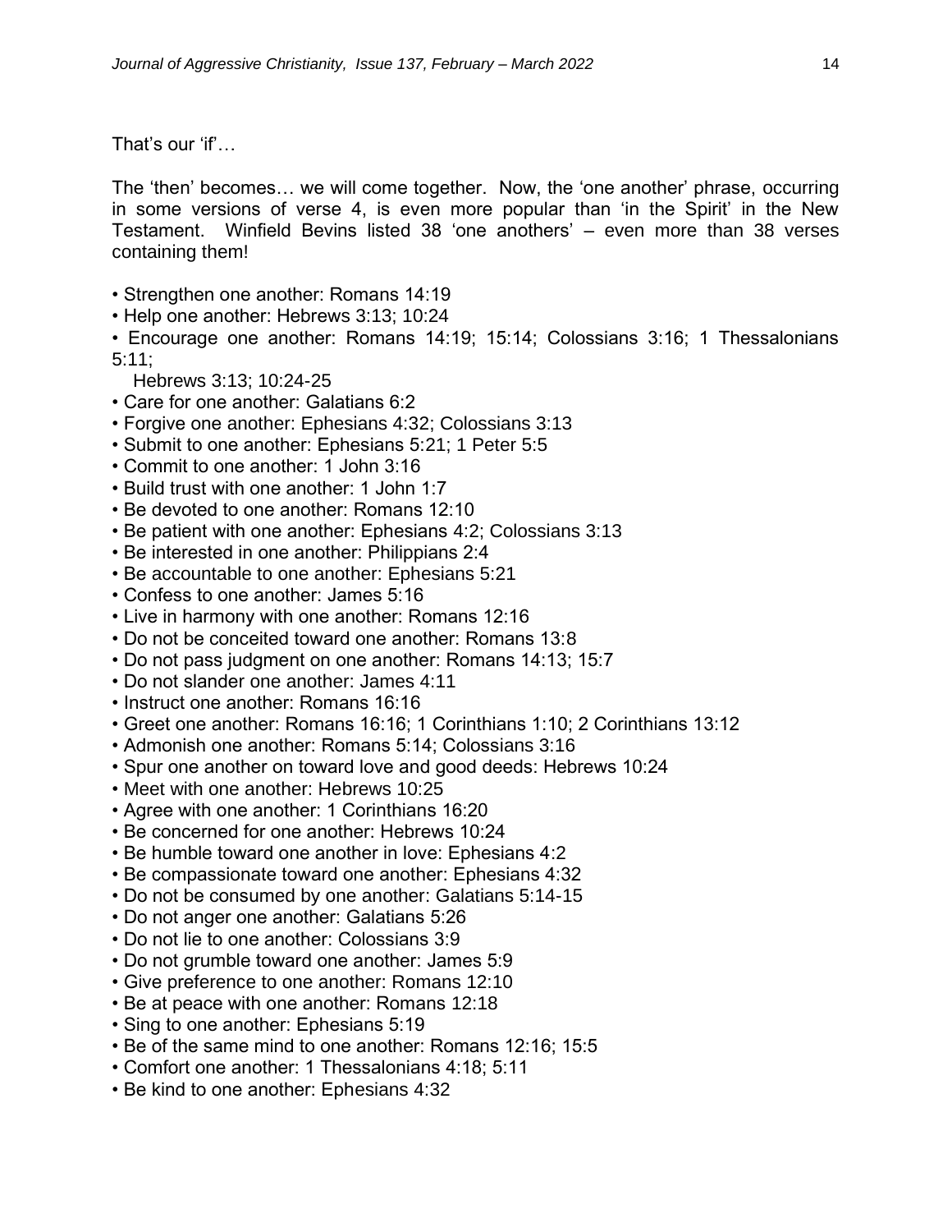That's our 'if'…

The 'then' becomes… we will come together. Now, the 'one another' phrase, occurring in some versions of verse 4, is even more popular than 'in the Spirit' in the New Testament. Winfield Bevins listed 38 'one anothers' – even more than 38 verses containing them!

- Strengthen one another: Romans 14:19
- Help one another: Hebrews 3:13; 10:24
- Encourage one another: Romans 14:19; 15:14; Colossians 3:16; 1 Thessalonians 5:11; Hebrews 3:13; 10:24-25
- Care for one another: Galatians 6:2
- Forgive one another: Ephesians 4:32; Colossians 3:13
- Submit to one another: Ephesians 5:21; 1 Peter 5:5
- Commit to one another: 1 John 3:16
- Build trust with one another: 1 John 1:7
- Be devoted to one another: Romans 12:10
- Be patient with one another: Ephesians 4:2; Colossians 3:13
- Be interested in one another: Philippians 2:4
- Be accountable to one another: Ephesians 5:21
- Confess to one another: James 5:16
- Live in harmony with one another: Romans 12:16
- Do not be conceited toward one another: Romans 13:8
- Do not pass judgment on one another: Romans 14:13; 15:7
- Do not slander one another: James 4:11
- Instruct one another: Romans 16:16
- Greet one another: Romans 16:16; 1 Corinthians 1:10; 2 Corinthians 13:12
- Admonish one another: Romans 5:14; Colossians 3:16
- Spur one another on toward love and good deeds: Hebrews 10:24
- Meet with one another: Hebrews 10:25
- Agree with one another: 1 Corinthians 16:20
- Be concerned for one another: Hebrews 10:24
- Be humble toward one another in love: Ephesians 4:2
- Be compassionate toward one another: Ephesians 4:32
- Do not be consumed by one another: Galatians 5:14-15
- Do not anger one another: Galatians 5:26
- Do not lie to one another: Colossians 3:9
- Do not grumble toward one another: James 5:9
- Give preference to one another: Romans 12:10
- Be at peace with one another: Romans 12:18
- Sing to one another: Ephesians 5:19
- Be of the same mind to one another: Romans 12:16; 15:5
- Comfort one another: 1 Thessalonians 4:18; 5:11
- Be kind to one another: Ephesians 4:32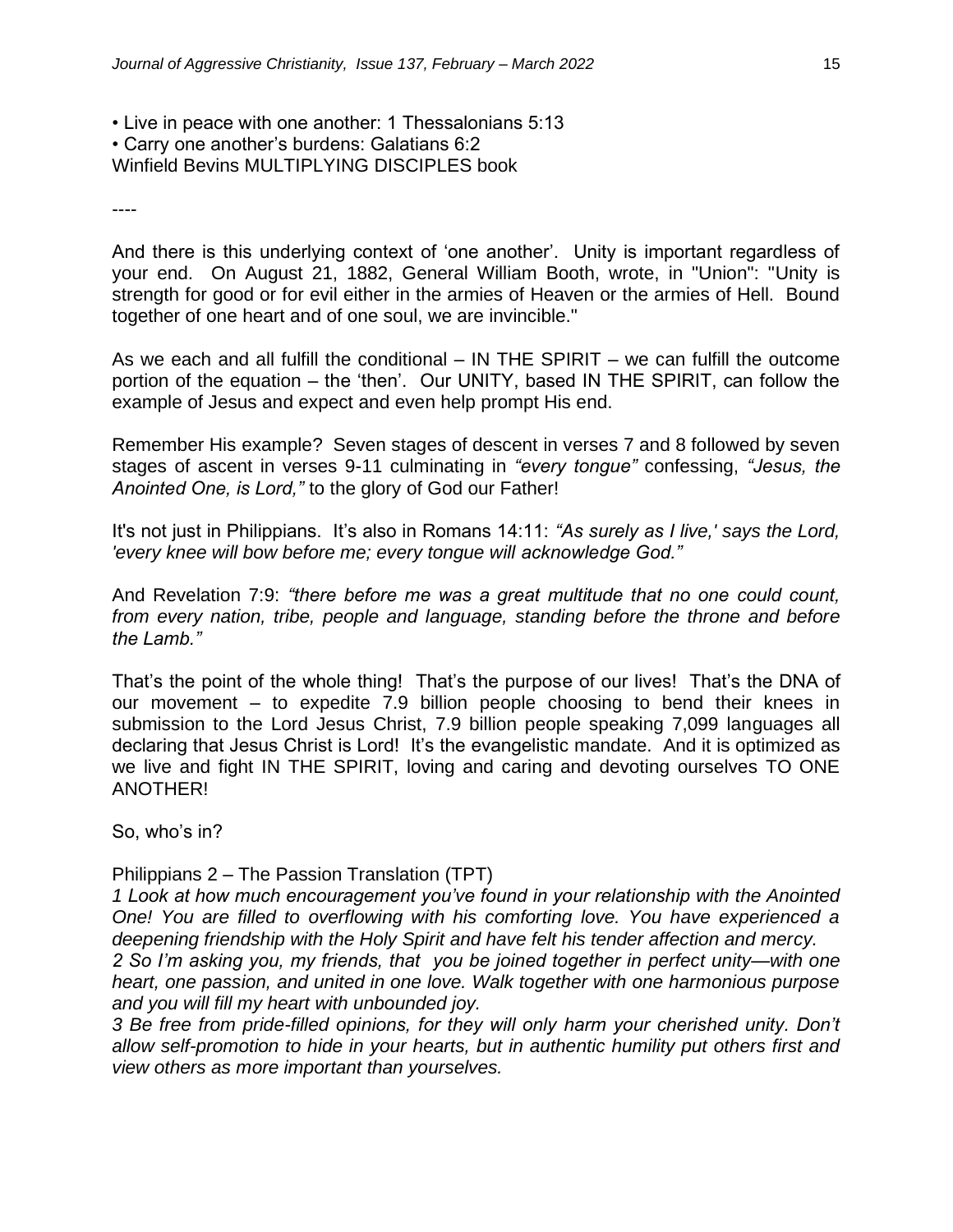• Live in peace with one another: 1 Thessalonians 5:13
• Carry one another's burdens: Galatians 6:2
Winfield Bevins MULTIPLYING DISCIPLES book

----

And there is this underlying context of 'one another'. Unity is important regardless of your end. On August 21, 1882, General William Booth, wrote, in "Union": "Unity is strength for good or for evil either in the armies of Heaven or the armies of Hell. Bound together of one heart and of one soul, we are invincible."

As we each and all fulfill the conditional – IN THE SPIRIT – we can fulfill the outcome portion of the equation – the 'then'. Our UNITY, based IN THE SPIRIT, can follow the example of Jesus and expect and even help prompt His end.

Remember His example? Seven stages of descent in verses 7 and 8 followed by seven stages of ascent in verses 9-11 culminating in *"every tongue"* confessing, *"Jesus, the Anointed One, is Lord,"* to the glory of God our Father!

It's not just in Philippians. It's also in Romans 14:11: *"As surely as I live,' says the Lord, 'every knee will bow before me; every tongue will acknowledge God."*

And Revelation 7:9: *"there before me was a great multitude that no one could count, from every nation, tribe, people and language, standing before the throne and before the Lamb."*

That's the point of the whole thing! That's the purpose of our lives! That's the DNA of our movement – to expedite 7.9 billion people choosing to bend their knees in submission to the Lord Jesus Christ, 7.9 billion people speaking 7,099 languages all declaring that Jesus Christ is Lord! It's the evangelistic mandate. And it is optimized as we live and fight IN THE SPIRIT, loving and caring and devoting ourselves TO ONE ANOTHER!

So, who's in?

Philippians 2 – The Passion Translation (TPT)
*1 Look at how much encouragement you've found in your relationship with the Anointed One! You are filled to overflowing with his comforting love. You have experienced a deepening friendship with the Holy Spirit and have felt his tender affection and mercy.*
*2 So I'm asking you, my friends, that you be joined together in perfect unity—with one heart, one passion, and united in one love. Walk together with one harmonious purpose and you will fill my heart with unbounded joy.*
*3 Be free from pride-filled opinions, for they will only harm your cherished unity. Don't allow self-promotion to hide in your hearts, but in authentic humility put others first and view others as more important than yourselves.*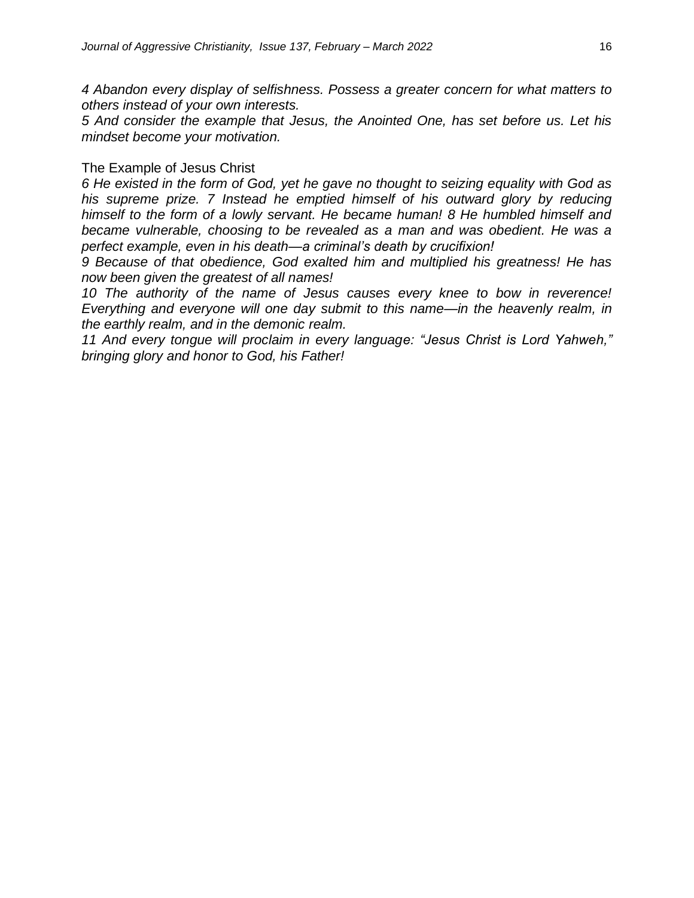*4 Abandon every display of selfishness. Possess a greater concern for what matters to others instead of your own interests.*
*5 And consider the example that Jesus, the Anointed One, has set before us. Let his mindset become your motivation.*

The Example of Jesus Christ
*6 He existed in the form of God, yet he gave no thought to seizing equality with God as his supreme prize. 7 Instead he emptied himself of his outward glory by reducing himself to the form of a lowly servant. He became human! 8 He humbled himself and became vulnerable, choosing to be revealed as a man and was obedient. He was a perfect example, even in his death—a criminal's death by crucifixion!*
*9 Because of that obedience, God exalted him and multiplied his greatness! He has now been given the greatest of all names!*
*10 The authority of the name of Jesus causes every knee to bow in reverence! Everything and everyone will one day submit to this name—in the heavenly realm, in the earthly realm, and in the demonic realm.*
*11 And every tongue will proclaim in every language: "Jesus Christ is Lord Yahweh," bringing glory and honor to God, his Father!*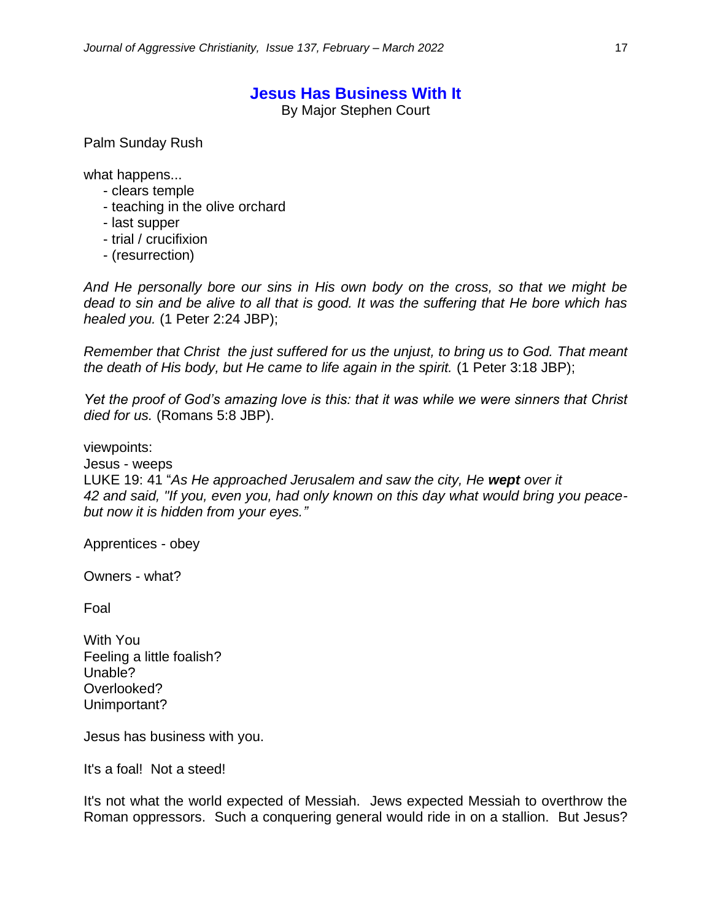# Jesus Has Business With It

By Major Stephen Court

Palm Sunday Rush

what happens...

- clears temple
- teaching in the olive orchard
- last supper
- trial / crucifixion
- (resurrection)

*And He personally bore our sins in His own body on the cross, so that we might be dead to sin and be alive to all that is good. It was the suffering that He bore which has healed you.* (1 Peter 2:24 JBP);

*Remember that Christ the just suffered for us the unjust, to bring us to God. That meant the death of His body, but He came to life again in the spirit.* (1 Peter 3:18 JBP);

*Yet the proof of God's amazing love is this: that it was while we were sinners that Christ died for us.* (Romans 5:8 JBP).

viewpoints:
Jesus - weeps
LUKE 19: 41 "*As He approached Jerusalem and saw the city, He* ***wept*** *over it*
*42 and said, "If you, even you, had only known on this day what would bring you peace- but now it is hidden from your eyes."*

Apprentices - obey

Owners - what?

Foal

With You
Feeling a little foalish?
Unable?
Overlooked?
Unimportant?

Jesus has business with you.

It's a foal! Not a steed!

It's not what the world expected of Messiah. Jews expected Messiah to overthrow the Roman oppressors. Such a conquering general would ride in on a stallion. But Jesus?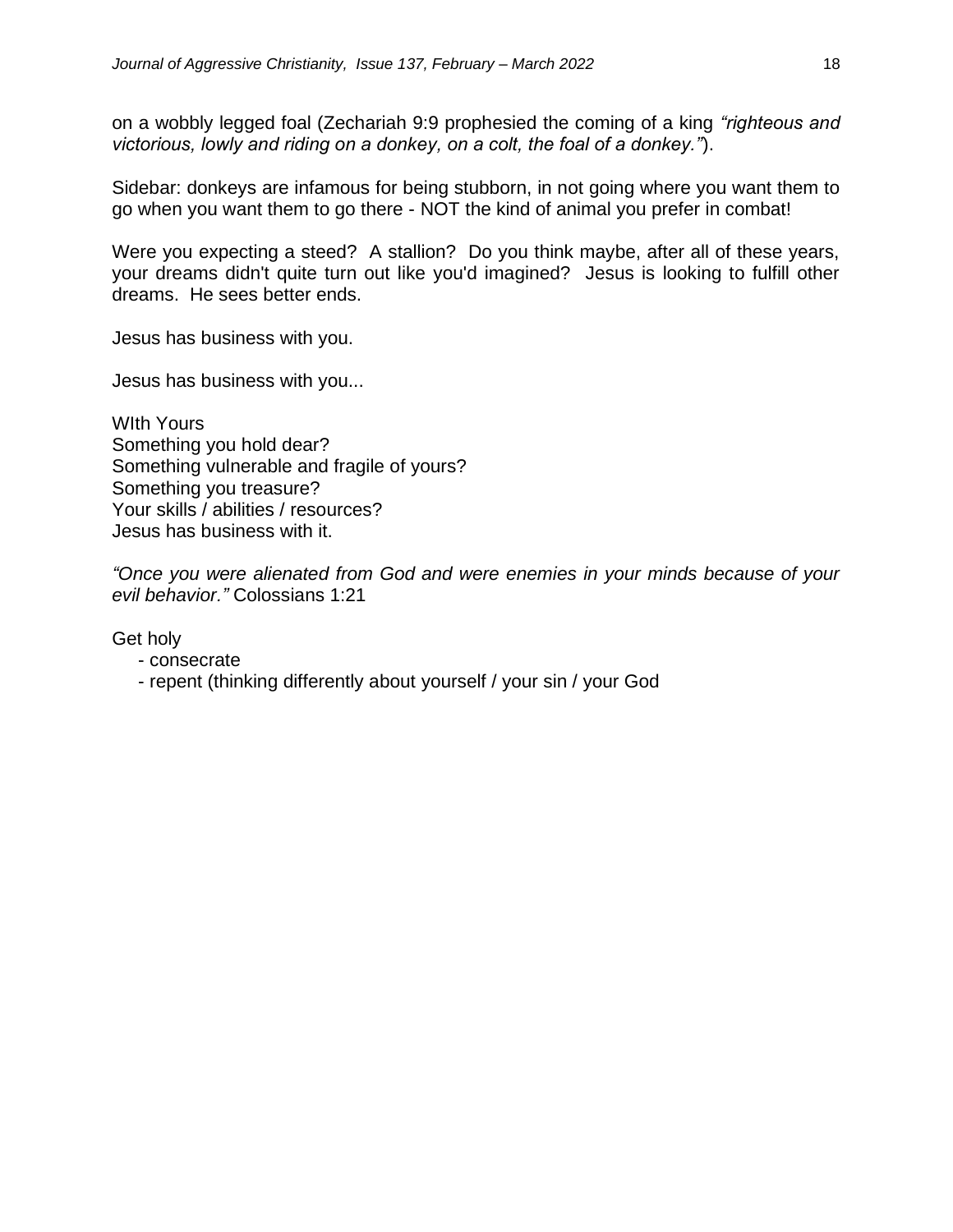on a wobbly legged foal (Zechariah 9:9 prophesied the coming of a king *"righteous and victorious, lowly and riding on a donkey, on a colt, the foal of a donkey."*).

Sidebar: donkeys are infamous for being stubborn, in not going where you want them to go when you want them to go there - NOT the kind of animal you prefer in combat!

Were you expecting a steed? A stallion? Do you think maybe, after all of these years, your dreams didn't quite turn out like you'd imagined? Jesus is looking to fulfill other dreams. He sees better ends.

Jesus has business with you.

Jesus has business with you...

WIth Yours
Something you hold dear?
Something vulnerable and fragile of yours?
Something you treasure?
Your skills / abilities / resources?
Jesus has business with it.

*"Once you were alienated from God and were enemies in your minds because of your evil behavior."* Colossians 1:21

Get holy
- consecrate
- repent (thinking differently about yourself / your sin / your God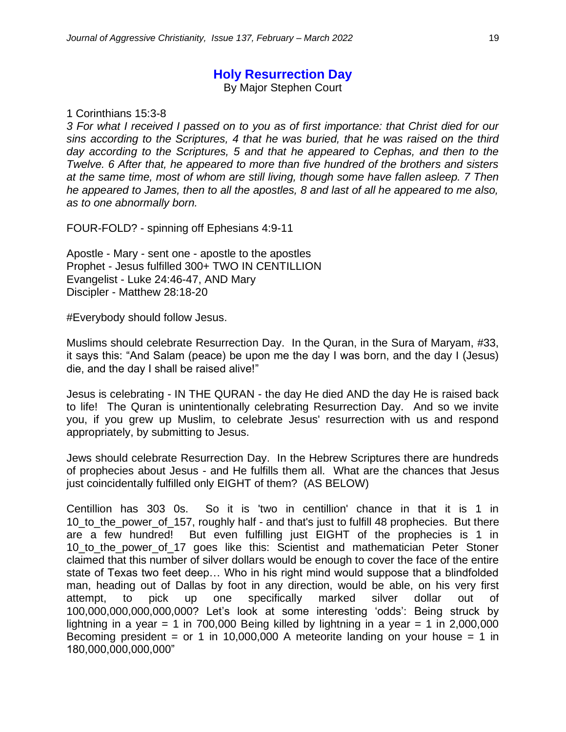# Holy Resurrection Day

By Major Stephen Court

1 Corinthians 15:3-8

*3 For what I received I passed on to you as of first importance: that Christ died for our sins according to the Scriptures, 4 that he was buried, that he was raised on the third day according to the Scriptures, 5 and that he appeared to Cephas, and then to the Twelve. 6 After that, he appeared to more than five hundred of the brothers and sisters at the same time, most of whom are still living, though some have fallen asleep. 7 Then he appeared to James, then to all the apostles, 8 and last of all he appeared to me also, as to one abnormally born.*

FOUR-FOLD? - spinning off Ephesians 4:9-11

Apostle - Mary - sent one - apostle to the apostles
Prophet - Jesus fulfilled 300+ TWO IN CENTILLION
Evangelist - Luke 24:46-47, AND Mary
Discipler - Matthew 28:18-20

#Everybody should follow Jesus.

Muslims should celebrate Resurrection Day. In the Quran, in the Sura of Maryam, #33, it says this: “And Salam (peace) be upon me the day I was born, and the day I (Jesus) die, and the day I shall be raised alive!”

Jesus is celebrating - IN THE QURAN - the day He died AND the day He is raised back to life! The Quran is unintentionally celebrating Resurrection Day. And so we invite you, if you grew up Muslim, to celebrate Jesus' resurrection with us and respond appropriately, by submitting to Jesus.

Jews should celebrate Resurrection Day. In the Hebrew Scriptures there are hundreds of prophecies about Jesus - and He fulfills them all. What are the chances that Jesus just coincidentally fulfilled only EIGHT of them? (AS BELOW)

Centillion has 303 0s. So it is 'two in centillion' chance in that it is 1 in 10_to_the_power_of_157, roughly half - and that's just to fulfill 48 prophecies. But there are a few hundred! But even fulfilling just EIGHT of the prophecies is 1 in 10_to_the_power_of_17 goes like this: Scientist and mathematician Peter Stoner claimed that this number of silver dollars would be enough to cover the face of the entire state of Texas two feet deep… Who in his right mind would suppose that a blindfolded man, heading out of Dallas by foot in any direction, would be able, on his very first attempt, to pick up one specifically marked silver dollar out of 100,000,000,000,000,000? Let’s look at some interesting ‘odds’: Being struck by lightning in a year = 1 in 700,000 Being killed by lightning in a year = 1 in 2,000,000 Becoming president = or 1 in 10,000,000 A meteorite landing on your house = 1 in 180,000,000,000,000”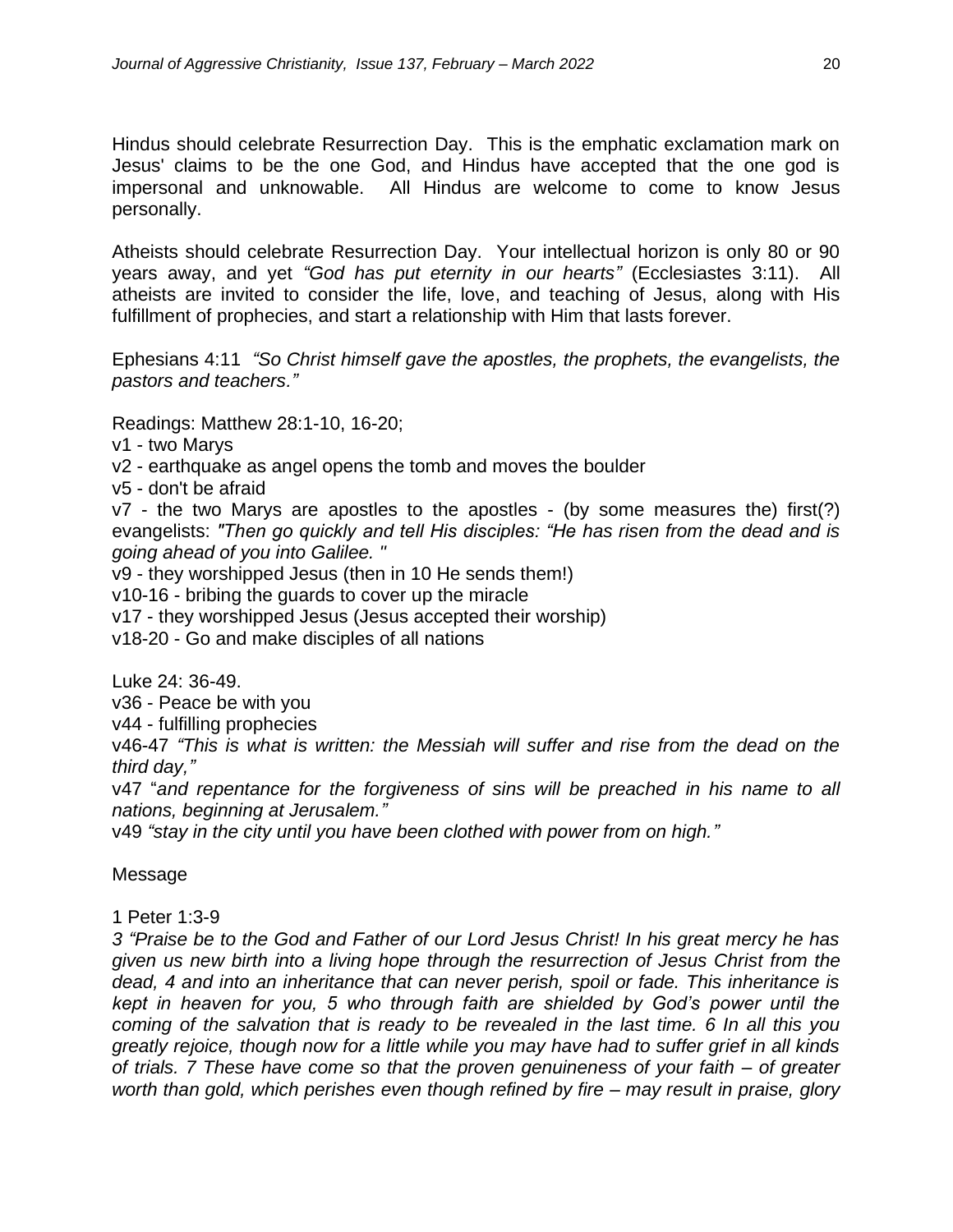Hindus should celebrate Resurrection Day. This is the emphatic exclamation mark on Jesus' claims to be the one God, and Hindus have accepted that the one god is impersonal and unknowable. All Hindus are welcome to come to know Jesus personally.

Atheists should celebrate Resurrection Day. Your intellectual horizon is only 80 or 90 years away, and yet *"God has put eternity in our hearts"* (Ecclesiastes 3:11). All atheists are invited to consider the life, love, and teaching of Jesus, along with His fulfillment of prophecies, and start a relationship with Him that lasts forever.

Ephesians 4:11 *"So Christ himself gave the apostles, the prophets, the evangelists, the pastors and teachers."*

Readings: Matthew 28:1-10, 16-20;
v1 - two Marys
v2 - earthquake as angel opens the tomb and moves the boulder
v5 - don't be afraid
v7 - the two Marys are apostles to the apostles - (by some measures the) first(?) evangelists: *"Then go quickly and tell His disciples: "He has risen from the dead and is going ahead of you into Galilee. "*
v9 - they worshipped Jesus (then in 10 He sends them!)
v10-16 - bribing the guards to cover up the miracle
v17 - they worshipped Jesus (Jesus accepted their worship)
v18-20 - Go and make disciples of all nations

Luke 24: 36-49.
v36 - Peace be with you
v44 - fulfilling prophecies
v46-47 *"This is what is written: the Messiah will suffer and rise from the dead on the third day,"*
v47 "*and repentance for the forgiveness of sins will be preached in his name to all nations, beginning at Jerusalem."*
v49 *"stay in the city until you have been clothed with power from on high."*

Message

1 Peter 1:3-9
*3 "Praise be to the God and Father of our Lord Jesus Christ! In his great mercy he has given us new birth into a living hope through the resurrection of Jesus Christ from the dead, 4 and into an inheritance that can never perish, spoil or fade. This inheritance is kept in heaven for you, 5 who through faith are shielded by God's power until the coming of the salvation that is ready to be revealed in the last time. 6 In all this you greatly rejoice, though now for a little while you may have had to suffer grief in all kinds of trials. 7 These have come so that the proven genuineness of your faith – of greater worth than gold, which perishes even though refined by fire – may result in praise, glory*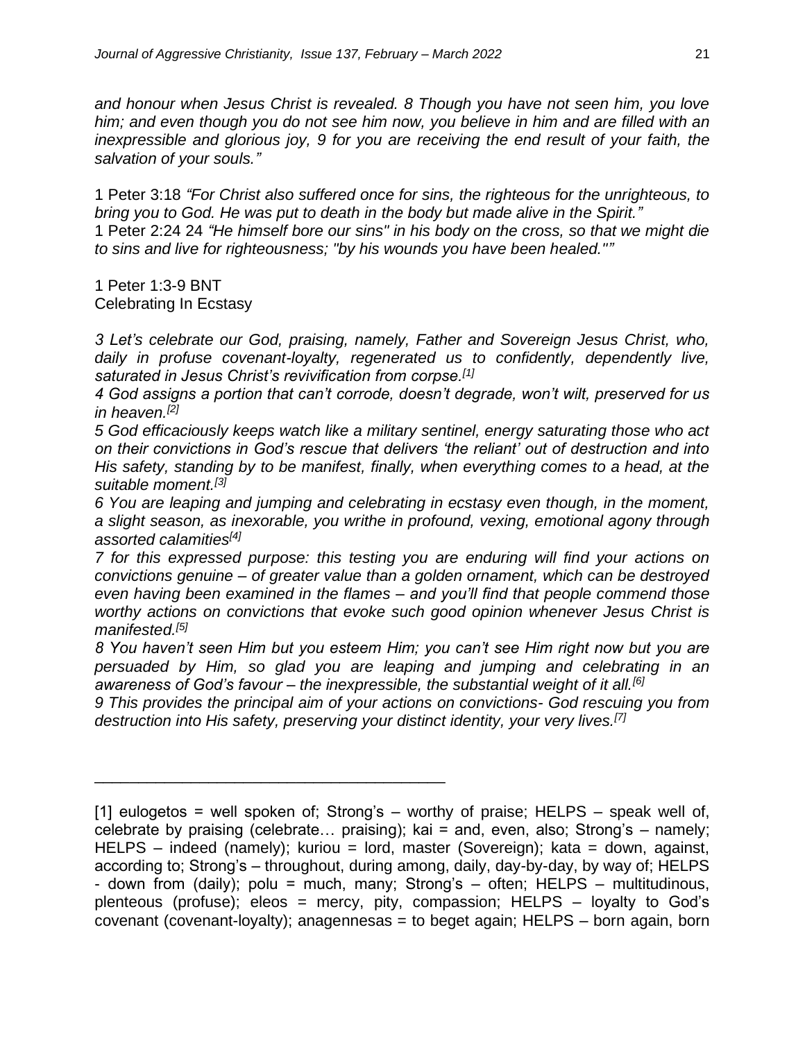*and honour when Jesus Christ is revealed. 8 Though you have not seen him, you love him; and even though you do not see him now, you believe in him and are filled with an inexpressible and glorious joy, 9 for you are receiving the end result of your faith, the salvation of your souls."*

1 Peter 3:18 *"For Christ also suffered once for sins, the righteous for the unrighteous, to bring you to God. He was put to death in the body but made alive in the Spirit."*
1 Peter 2:24 24 *"He himself bore our sins" in his body on the cross, so that we might die to sins and live for righteousness; "by his wounds you have been healed.""*

1 Peter 1:3-9 BNT
Celebrating In Ecstasy

*3 Let's celebrate our God, praising, namely, Father and Sovereign Jesus Christ, who, daily in profuse covenant-loyalty, regenerated us to confidently, dependently live, saturated in Jesus Christ's revivification from corpse.*[1]

*4 God assigns a portion that can't corrode, doesn't degrade, won't wilt, preserved for us in heaven.*[2]

*5 God efficaciously keeps watch like a military sentinel, energy saturating those who act on their convictions in God's rescue that delivers 'the reliant' out of destruction and into His safety, standing by to be manifest, finally, when everything comes to a head, at the suitable moment.*[3]

*6 You are leaping and jumping and celebrating in ecstasy even though, in the moment, a slight season, as inexorable, you writhe in profound, vexing, emotional agony through assorted calamities*[4]

*7 for this expressed purpose: this testing you are enduring will find your actions on convictions genuine – of greater value than a golden ornament, which can be destroyed even having been examined in the flames – and you'll find that people commend those worthy actions on convictions that evoke such good opinion whenever Jesus Christ is manifested.*[5]

*8 You haven't seen Him but you esteem Him; you can't see Him right now but you are persuaded by Him, so glad you are leaping and jumping and celebrating in an awareness of God's favour – the inexpressible, the substantial weight of it all.*[6]

*9 This provides the principal aim of your actions on convictions- God rescuing you from destruction into His safety, preserving your distinct identity, your very lives.*[7]

---

[1] eulogetos = well spoken of; Strong's – worthy of praise; HELPS – speak well of, celebrate by praising (celebrate… praising); kai = and, even, also; Strong's – namely; HELPS – indeed (namely); kuriou = lord, master (Sovereign); kata = down, against, according to; Strong's – throughout, during among, daily, day-by-day, by way of; HELPS - down from (daily); polu = much, many; Strong's – often; HELPS – multitudinous, plenteous (profuse); eleos = mercy, pity, compassion; HELPS – loyalty to God's covenant (covenant-loyalty); anagennesas = to beget again; HELPS – born again, born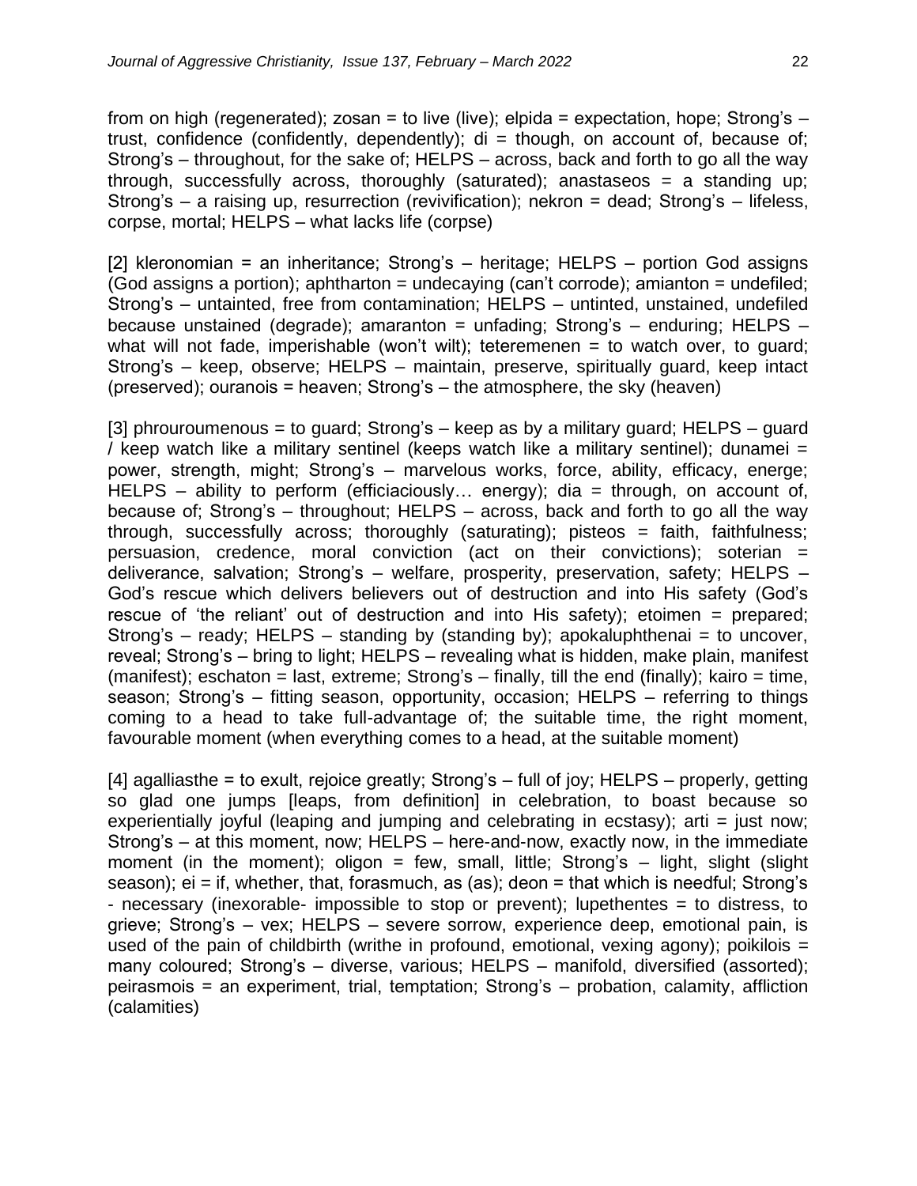from on high (regenerated); zosan = to live (live); elpida = expectation, hope; Strong's – trust, confidence (confidently, dependently); di = though, on account of, because of; Strong's – throughout, for the sake of; HELPS – across, back and forth to go all the way through, successfully across, thoroughly (saturated); anastaseos = a standing up; Strong's – a raising up, resurrection (revivification); nekron = dead; Strong's – lifeless, corpse, mortal; HELPS – what lacks life (corpse)

[2] kleronomian = an inheritance; Strong's – heritage; HELPS – portion God assigns (God assigns a portion); aphtharton = undecaying (can't corrode); amianton = undefiled; Strong's – untainted, free from contamination; HELPS – untinted, unstained, undefiled because unstained (degrade); amaranton = unfading; Strong's – enduring; HELPS – what will not fade, imperishable (won't wilt); teteremenen = to watch over, to guard; Strong's – keep, observe; HELPS – maintain, preserve, spiritually guard, keep intact (preserved); ouranois = heaven; Strong's – the atmosphere, the sky (heaven)

[3] phrouroumenous = to guard; Strong's – keep as by a military guard; HELPS – guard / keep watch like a military sentinel (keeps watch like a military sentinel); dunamei = power, strength, might; Strong's – marvelous works, force, ability, efficacy, energe; HELPS – ability to perform (efficiaciously… energy); dia = through, on account of, because of; Strong's – throughout; HELPS – across, back and forth to go all the way through, successfully across; thoroughly (saturating); pisteos = faith, faithfulness; persuasion, credence, moral conviction (act on their convictions); soterian = deliverance, salvation; Strong's – welfare, prosperity, preservation, safety; HELPS – God's rescue which delivers believers out of destruction and into His safety (God's rescue of 'the reliant' out of destruction and into His safety); etoimen = prepared; Strong's – ready; HELPS – standing by (standing by); apokaluphthenai = to uncover, reveal; Strong's – bring to light; HELPS – revealing what is hidden, make plain, manifest (manifest); eschaton = last, extreme; Strong's – finally, till the end (finally); kairo = time, season; Strong's – fitting season, opportunity, occasion; HELPS – referring to things coming to a head to take full-advantage of; the suitable time, the right moment, favourable moment (when everything comes to a head, at the suitable moment)

[4] agalliasthe = to exult, rejoice greatly; Strong's – full of joy; HELPS – properly, getting so glad one jumps [leaps, from definition] in celebration, to boast because so experientially joyful (leaping and jumping and celebrating in ecstasy); arti = just now; Strong's – at this moment, now; HELPS – here-and-now, exactly now, in the immediate moment (in the moment); oligon = few, small, little; Strong's – light, slight (slight season); ei = if, whether, that, forasmuch, as (as); deon = that which is needful; Strong's - necessary (inexorable- impossible to stop or prevent); lupethentes = to distress, to grieve; Strong's – vex; HELPS – severe sorrow, experience deep, emotional pain, is used of the pain of childbirth (writhe in profound, emotional, vexing agony); poikilois = many coloured; Strong's – diverse, various; HELPS – manifold, diversified (assorted); peirasmois = an experiment, trial, temptation; Strong's – probation, calamity, affliction (calamities)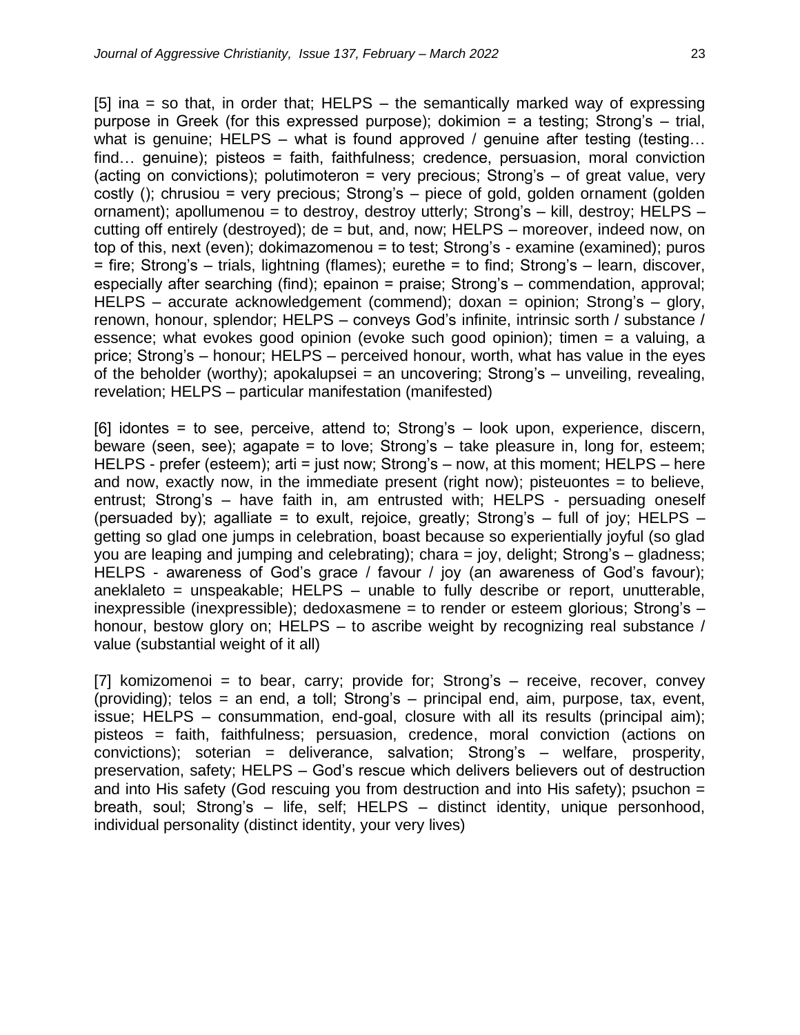[5] ina = so that, in order that; HELPS – the semantically marked way of expressing purpose in Greek (for this expressed purpose); dokimion = a testing; Strong's – trial, what is genuine; HELPS – what is found approved / genuine after testing (testing… find… genuine); pisteos = faith, faithfulness; credence, persuasion, moral conviction (acting on convictions); polutimoteron = very precious; Strong's – of great value, very costly (); chrusiou = very precious; Strong's – piece of gold, golden ornament (golden ornament); apollumenou = to destroy, destroy utterly; Strong's – kill, destroy; HELPS – cutting off entirely (destroyed); de = but, and, now; HELPS – moreover, indeed now, on top of this, next (even); dokimazomenou = to test; Strong's - examine (examined); puros = fire; Strong's – trials, lightning (flames); eurethe = to find; Strong's – learn, discover, especially after searching (find); epainon = praise; Strong's – commendation, approval; HELPS – accurate acknowledgement (commend); doxan = opinion; Strong's – glory, renown, honour, splendor; HELPS – conveys God's infinite, intrinsic sorth / substance / essence; what evokes good opinion (evoke such good opinion); timen = a valuing, a price; Strong's – honour; HELPS – perceived honour, worth, what has value in the eyes of the beholder (worthy); apokalupsei = an uncovering; Strong's – unveiling, revealing, revelation; HELPS – particular manifestation (manifested)

[6] idontes = to see, perceive, attend to; Strong's – look upon, experience, discern, beware (seen, see); agapate = to love; Strong's – take pleasure in, long for, esteem; HELPS - prefer (esteem); arti = just now; Strong's – now, at this moment; HELPS – here and now, exactly now, in the immediate present (right now); pisteuontes = to believe, entrust; Strong's – have faith in, am entrusted with; HELPS - persuading oneself (persuaded by); agalliate = to exult, rejoice, greatly; Strong's – full of joy; HELPS – getting so glad one jumps in celebration, boast because so experientially joyful (so glad you are leaping and jumping and celebrating); chara = joy, delight; Strong's – gladness; HELPS - awareness of God's grace / favour / joy (an awareness of God's favour); aneklaleto = unspeakable; HELPS – unable to fully describe or report, unutterable, inexpressible (inexpressible); dedoxasmene = to render or esteem glorious; Strong's – honour, bestow glory on; HELPS – to ascribe weight by recognizing real substance / value (substantial weight of it all)

[7] komizomenoi = to bear, carry; provide for; Strong's – receive, recover, convey (providing); telos = an end, a toll; Strong's – principal end, aim, purpose, tax, event, issue; HELPS – consummation, end-goal, closure with all its results (principal aim); pisteos = faith, faithfulness; persuasion, credence, moral conviction (actions on convictions); soterian = deliverance, salvation; Strong's – welfare, prosperity, preservation, safety; HELPS – God's rescue which delivers believers out of destruction and into His safety (God rescuing you from destruction and into His safety); psuchon = breath, soul; Strong's – life, self; HELPS – distinct identity, unique personhood, individual personality (distinct identity, your very lives)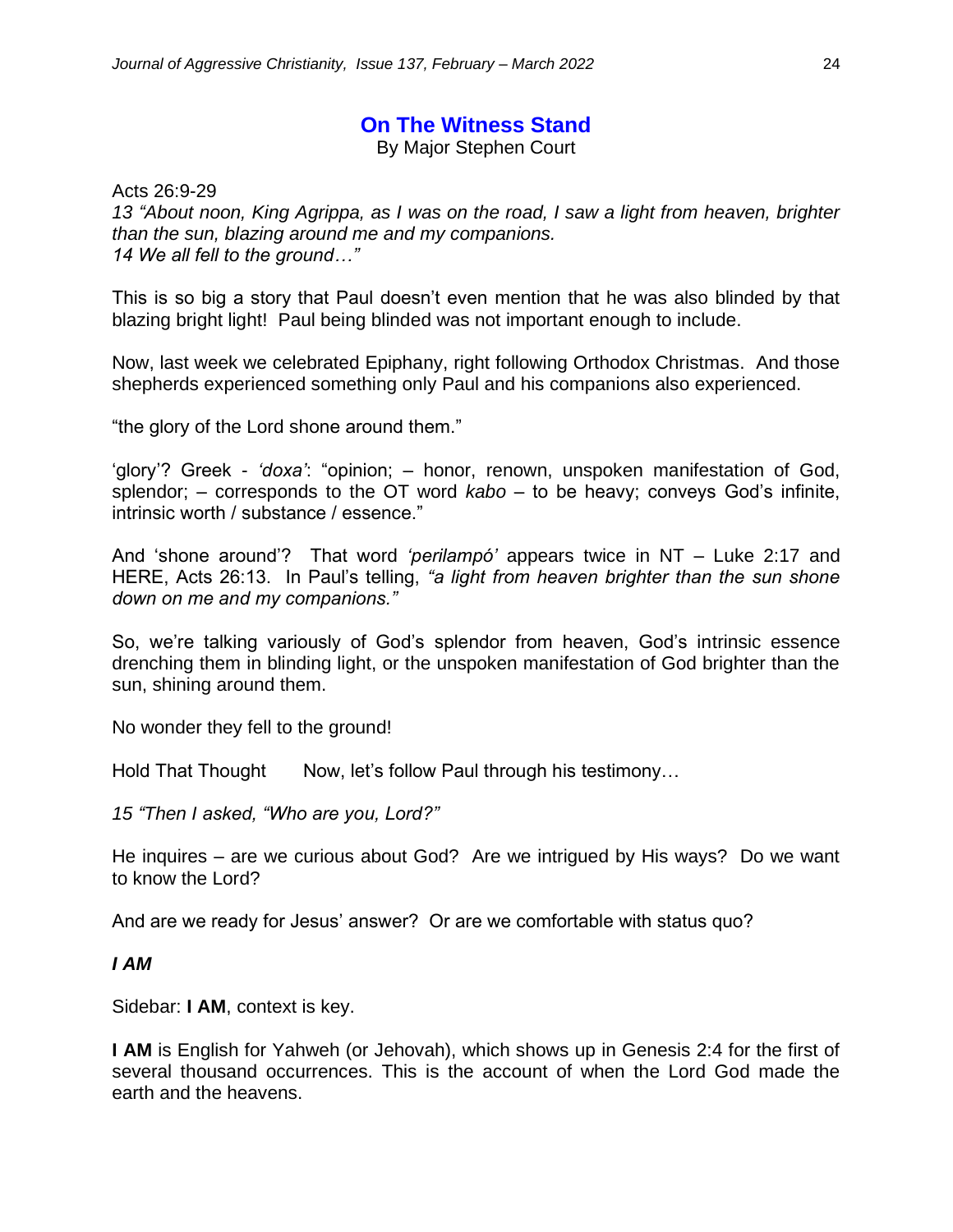## On The Witness Stand

By Major Stephen Court

Acts 26:9-29

*13 "About noon, King Agrippa, as I was on the road, I saw a light from heaven, brighter than the sun, blazing around me and my companions.*
*14 We all fell to the ground…"*

This is so big a story that Paul doesn't even mention that he was also blinded by that blazing bright light! Paul being blinded was not important enough to include.

Now, last week we celebrated Epiphany, right following Orthodox Christmas. And those shepherds experienced something only Paul and his companions also experienced.

"the glory of the Lord shone around them."

'glory'? Greek - *'doxa'*: "opinion; – honor, renown, unspoken manifestation of God, splendor; – corresponds to the OT word *kabo* – to be heavy; conveys God's infinite, intrinsic worth / substance / essence."

And 'shone around'? That word *'perilampó'* appears twice in NT – Luke 2:17 and HERE, Acts 26:13. In Paul's telling, *"a light from heaven brighter than the sun shone down on me and my companions."*

So, we're talking variously of God's splendor from heaven, God's intrinsic essence drenching them in blinding light, or the unspoken manifestation of God brighter than the sun, shining around them.

No wonder they fell to the ground!

Hold That Thought Now, let's follow Paul through his testimony…

*15 "Then I asked, "Who are you, Lord?"*

He inquires – are we curious about God? Are we intrigued by His ways? Do we want to know the Lord?

And are we ready for Jesus' answer? Or are we comfortable with status quo?

***I AM***

Sidebar: **I AM**, context is key.

**I AM** is English for Yahweh (or Jehovah), which shows up in Genesis 2:4 for the first of several thousand occurrences. This is the account of when the Lord God made the earth and the heavens.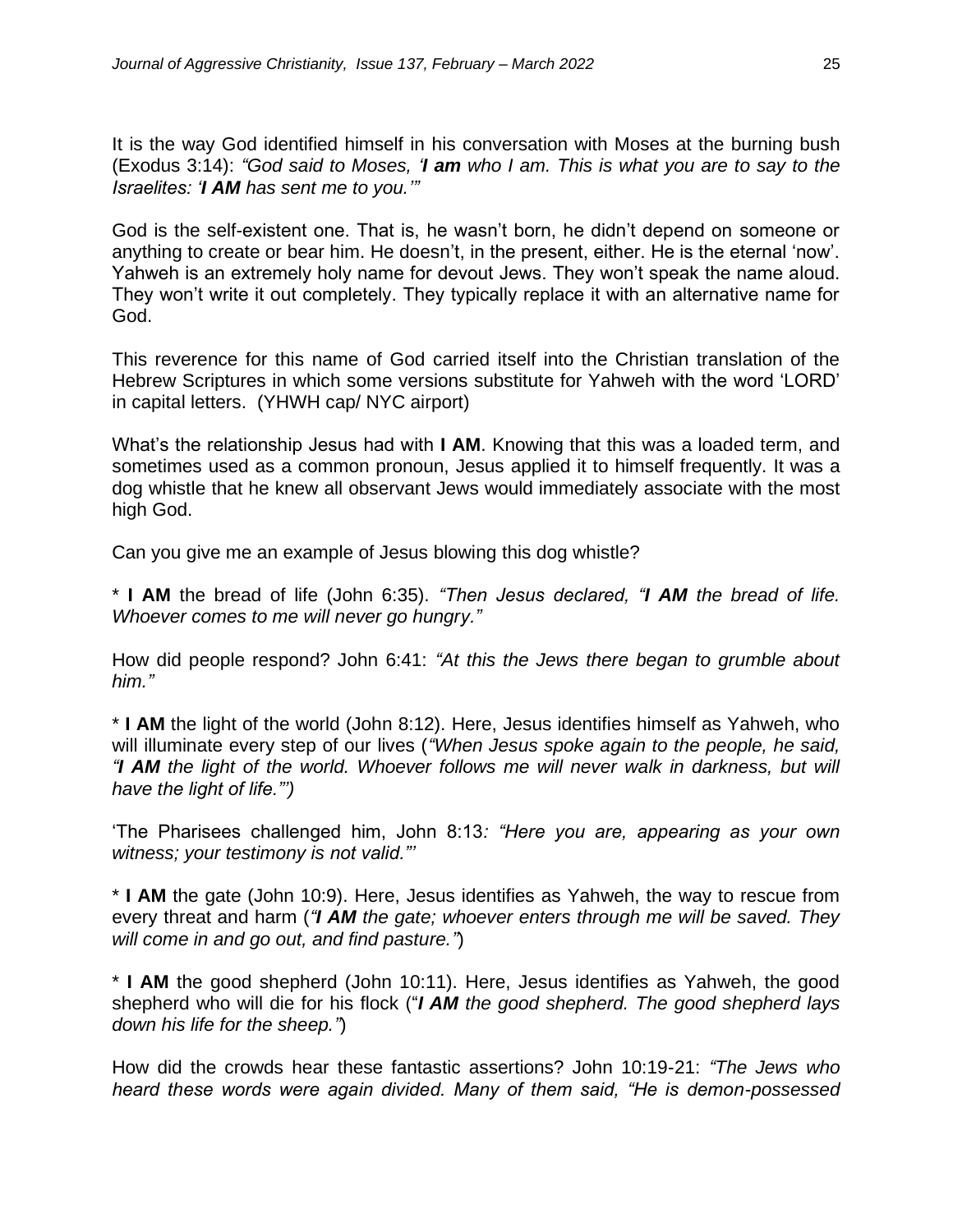It is the way God identified himself in his conversation with Moses at the burning bush (Exodus 3:14): *"God said to Moses, '**I am** who I am. This is what you are to say to the Israelites: '**I AM** has sent me to you.'"*

God is the self-existent one. That is, he wasn't born, he didn't depend on someone or anything to create or bear him. He doesn't, in the present, either. He is the eternal 'now'. Yahweh is an extremely holy name for devout Jews. They won't speak the name aloud. They won't write it out completely. They typically replace it with an alternative name for God.

This reverence for this name of God carried itself into the Christian translation of the Hebrew Scriptures in which some versions substitute for Yahweh with the word 'LORD' in capital letters. (YHWH cap/ NYC airport)

What's the relationship Jesus had with **I AM**. Knowing that this was a loaded term, and sometimes used as a common pronoun, Jesus applied it to himself frequently. It was a dog whistle that he knew all observant Jews would immediately associate with the most high God.

Can you give me an example of Jesus blowing this dog whistle?

* **I AM** the bread of life (John 6:35). *"Then Jesus declared, "**I AM** the bread of life. Whoever comes to me will never go hungry."*

How did people respond? John 6:41: *"At this the Jews there began to grumble about him."*

* **I AM** the light of the world (John 8:12). Here, Jesus identifies himself as Yahweh, who will illuminate every step of our lives (*"When Jesus spoke again to the people, he said, "**I AM** the light of the world. Whoever follows me will never walk in darkness, but will have the light of life."'*)

'The Pharisees challenged him, John 8:13*: "Here you are, appearing as your own witness; your testimony is not valid."'*

* **I AM** the gate (John 10:9). Here, Jesus identifies as Yahweh, the way to rescue from every threat and harm (*"**I AM** the gate; whoever enters through me will be saved. They will come in and go out, and find pasture."*)

* **I AM** the good shepherd (John 10:11). Here, Jesus identifies as Yahweh, the good shepherd who will die for his flock ("***I AM** the good shepherd. The good shepherd lays down his life for the sheep."*)

How did the crowds hear these fantastic assertions? John 10:19-21: *"The Jews who heard these words were again divided. Many of them said, "He is demon-possessed*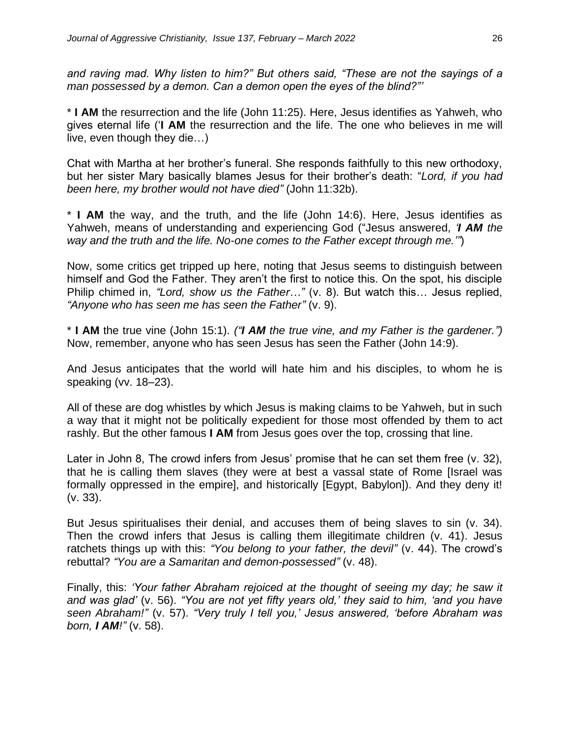*and raving mad. Why listen to him?" But others said, "These are not the sayings of a man possessed by a demon. Can a demon open the eyes of the blind?"'*

* **I AM** the resurrection and the life (John 11:25). Here, Jesus identifies as Yahweh, who gives eternal life ('**I AM** the resurrection and the life. The one who believes in me will live, even though they die…)

Chat with Martha at her brother's funeral. She responds faithfully to this new orthodoxy, but her sister Mary basically blames Jesus for their brother's death: "*Lord, if you had been here, my brother would not have died"* (John 11:32b).

* **I AM** the way, and the truth, and the life (John 14:6). Here, Jesus identifies as Yahweh, means of understanding and experiencing God ("Jesus answered, *'**I AM** the way and the truth and the life. No-one comes to the Father except through me.'"*)

Now, some critics get tripped up here, noting that Jesus seems to distinguish between himself and God the Father. They aren't the first to notice this. On the spot, his disciple Philip chimed in, *"Lord, show us the Father…"* (v. 8). But watch this… Jesus replied, *"Anyone who has seen me has seen the Father"* (v. 9).

* **I AM** the true vine (John 15:1). *("**I AM** the true vine, and my Father is the gardener.")* Now, remember, anyone who has seen Jesus has seen the Father (John 14:9).

And Jesus anticipates that the world will hate him and his disciples, to whom he is speaking (vv. 18–23).

All of these are dog whistles by which Jesus is making claims to be Yahweh, but in such a way that it might not be politically expedient for those most offended by them to act rashly. But the other famous **I AM** from Jesus goes over the top, crossing that line.

Later in John 8, The crowd infers from Jesus' promise that he can set them free (v. 32), that he is calling them slaves (they were at best a vassal state of Rome [Israel was formally oppressed in the empire], and historically [Egypt, Babylon]). And they deny it! (v. 33).

But Jesus spiritualises their denial, and accuses them of being slaves to sin (v. 34). Then the crowd infers that Jesus is calling them illegitimate children (v. 41). Jesus ratchets things up with this: *"You belong to your father, the devil"* (v. 44). The crowd's rebuttal? *"You are a Samaritan and demon-possessed"* (v. 48).

Finally, this: *'Your father Abraham rejoiced at the thought of seeing my day; he saw it and was glad'* (v. 56). *"You are not yet fifty years old,' they said to him, 'and you have seen Abraham!"* (v. 57). *"Very truly I tell you,' Jesus answered, 'before Abraham was born, **I AM**!"* (v. 58).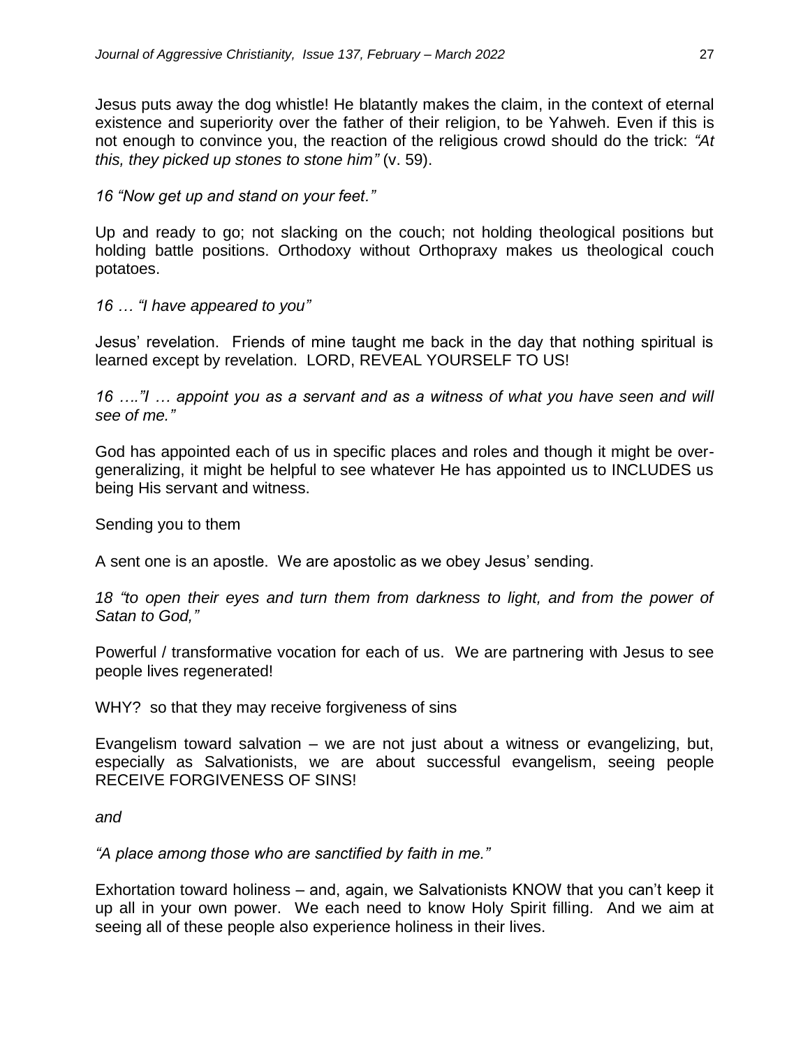Jesus puts away the dog whistle! He blatantly makes the claim, in the context of eternal existence and superiority over the father of their religion, to be Yahweh. Even if this is not enough to convince you, the reaction of the religious crowd should do the trick: *"At this, they picked up stones to stone him"* (v. 59).

*16 "Now get up and stand on your feet."*

Up and ready to go; not slacking on the couch; not holding theological positions but holding battle positions. Orthodoxy without Orthopraxy makes us theological couch potatoes.

*16 … "I have appeared to you"*

Jesus' revelation. Friends of mine taught me back in the day that nothing spiritual is learned except by revelation. LORD, REVEAL YOURSELF TO US!

*16 …."I … appoint you as a servant and as a witness of what you have seen and will see of me."*

God has appointed each of us in specific places and roles and though it might be over-generalizing, it might be helpful to see whatever He has appointed us to INCLUDES us being His servant and witness.

Sending you to them

A sent one is an apostle. We are apostolic as we obey Jesus' sending.

*18 "to open their eyes and turn them from darkness to light, and from the power of Satan to God,"*

Powerful / transformative vocation for each of us. We are partnering with Jesus to see people lives regenerated!

WHY? so that they may receive forgiveness of sins

Evangelism toward salvation – we are not just about a witness or evangelizing, but, especially as Salvationists, we are about successful evangelism, seeing people RECEIVE FORGIVENESS OF SINS!

*and*

*"A place among those who are sanctified by faith in me."*

Exhortation toward holiness – and, again, we Salvationists KNOW that you can't keep it up all in your own power. We each need to know Holy Spirit filling. And we aim at seeing all of these people also experience holiness in their lives.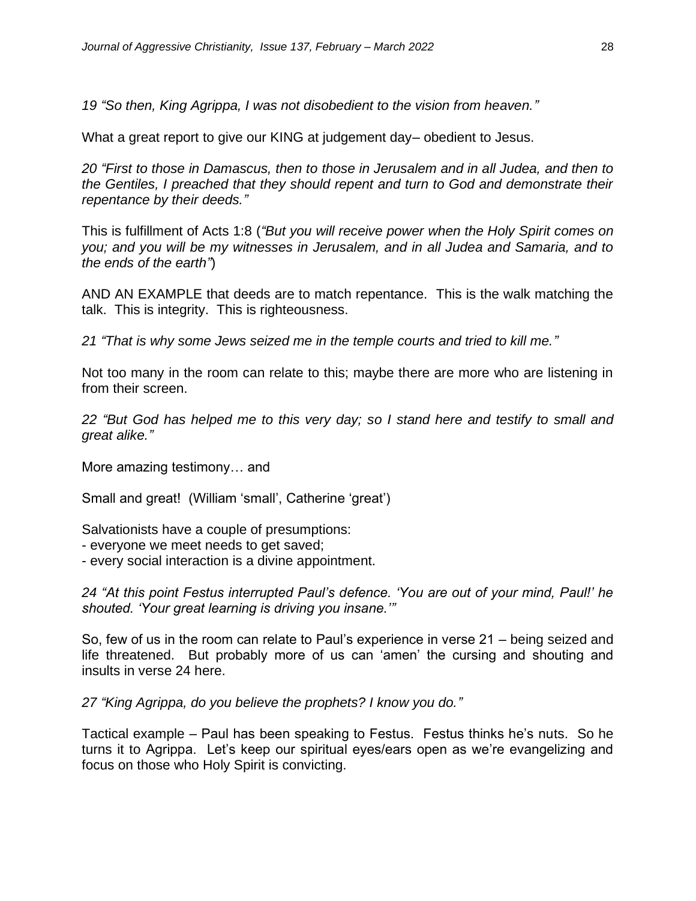*19 “So then, King Agrippa, I was not disobedient to the vision from heaven.”*

What a great report to give our KING at judgement day– obedient to Jesus.

*20 “First to those in Damascus, then to those in Jerusalem and in all Judea, and then to the Gentiles, I preached that they should repent and turn to God and demonstrate their repentance by their deeds.”*

This is fulfillment of Acts 1:8 (*“But you will receive power when the Holy Spirit comes on you; and you will be my witnesses in Jerusalem, and in all Judea and Samaria, and to the ends of the earth”*)

AND AN EXAMPLE that deeds are to match repentance. This is the walk matching the talk. This is integrity. This is righteousness.

*21 “That is why some Jews seized me in the temple courts and tried to kill me.”*

Not too many in the room can relate to this; maybe there are more who are listening in from their screen.

*22 “But God has helped me to this very day; so I stand here and testify to small and great alike.”*

More amazing testimony… and

Small and great! (William ‘small’, Catherine ‘great’)

Salvationists have a couple of presumptions:
- everyone we meet needs to get saved;
- every social interaction is a divine appointment.

*24 “At this point Festus interrupted Paul’s defence. ‘You are out of your mind, Paul!’ he shouted. ‘Your great learning is driving you insane.’”*

So, few of us in the room can relate to Paul’s experience in verse 21 – being seized and life threatened. But probably more of us can ‘amen’ the cursing and shouting and insults in verse 24 here.

*27 “King Agrippa, do you believe the prophets? I know you do.”*

Tactical example – Paul has been speaking to Festus. Festus thinks he’s nuts. So he turns it to Agrippa. Let’s keep our spiritual eyes/ears open as we’re evangelizing and focus on those who Holy Spirit is convicting.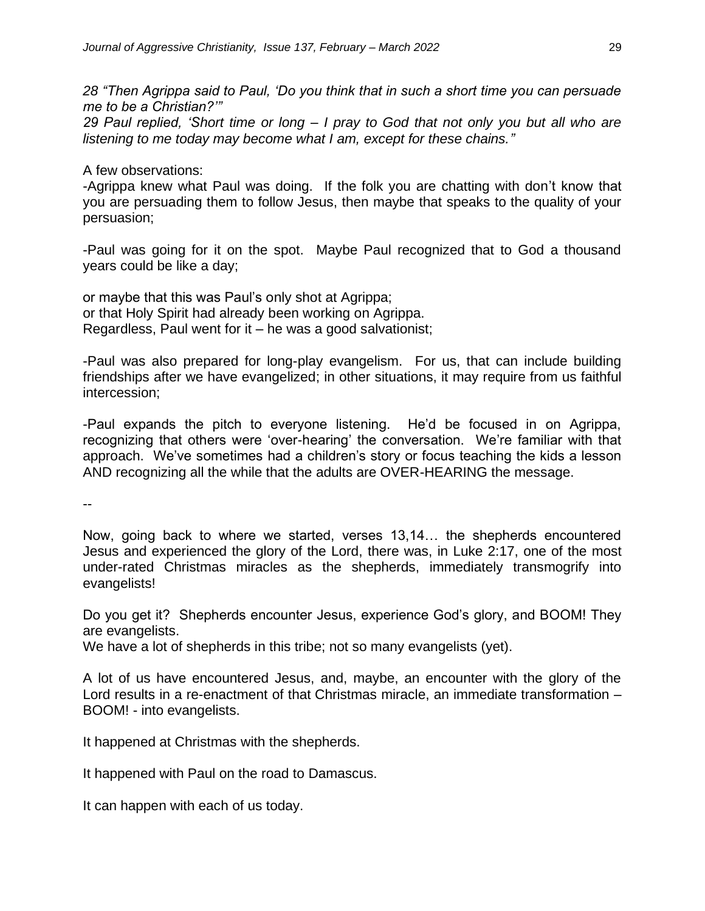*28 “Then Agrippa said to Paul, ‘Do you think that in such a short time you can persuade me to be a Christian?’”*
*29 Paul replied, ‘Short time or long – I pray to God that not only you but all who are listening to me today may become what I am, except for these chains.”*

A few observations:
-Agrippa knew what Paul was doing. If the folk you are chatting with don’t know that you are persuading them to follow Jesus, then maybe that speaks to the quality of your persuasion;

-Paul was going for it on the spot. Maybe Paul recognized that to God a thousand years could be like a day;

or maybe that this was Paul’s only shot at Agrippa;
or that Holy Spirit had already been working on Agrippa.
Regardless, Paul went for it – he was a good salvationist;

-Paul was also prepared for long-play evangelism. For us, that can include building friendships after we have evangelized; in other situations, it may require from us faithful intercession;

-Paul expands the pitch to everyone listening. He’d be focused in on Agrippa, recognizing that others were ‘over-hearing’ the conversation. We’re familiar with that approach. We’ve sometimes had a children’s story or focus teaching the kids a lesson AND recognizing all the while that the adults are OVER-HEARING the message.

--

Now, going back to where we started, verses 13,14… the shepherds encountered Jesus and experienced the glory of the Lord, there was, in Luke 2:17, one of the most under-rated Christmas miracles as the shepherds, immediately transmogrify into evangelists!

Do you get it? Shepherds encounter Jesus, experience God’s glory, and BOOM! They are evangelists.
We have a lot of shepherds in this tribe; not so many evangelists (yet).

A lot of us have encountered Jesus, and, maybe, an encounter with the glory of the Lord results in a re-enactment of that Christmas miracle, an immediate transformation – BOOM! - into evangelists.

It happened at Christmas with the shepherds.

It happened with Paul on the road to Damascus.

It can happen with each of us today.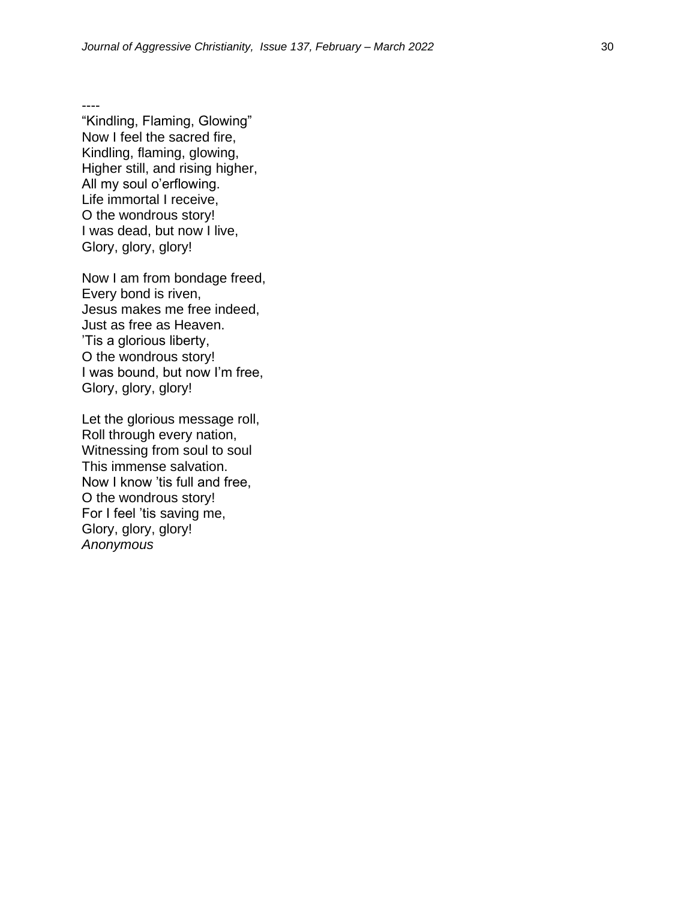----

"Kindling, Flaming, Glowing"
Now I feel the sacred fire,
Kindling, flaming, glowing,
Higher still, and rising higher,
All my soul o'erflowing.
Life immortal I receive,
O the wondrous story!
I was dead, but now I live,
Glory, glory, glory!

Now I am from bondage freed,
Every bond is riven,
Jesus makes me free indeed,
Just as free as Heaven.
'Tis a glorious liberty,
O the wondrous story!
I was bound, but now I'm free,
Glory, glory, glory!

Let the glorious message roll,
Roll through every nation,
Witnessing from soul to soul
This immense salvation.
Now I know 'tis full and free,
O the wondrous story!
For I feel 'tis saving me,
Glory, glory, glory!
*Anonymous*